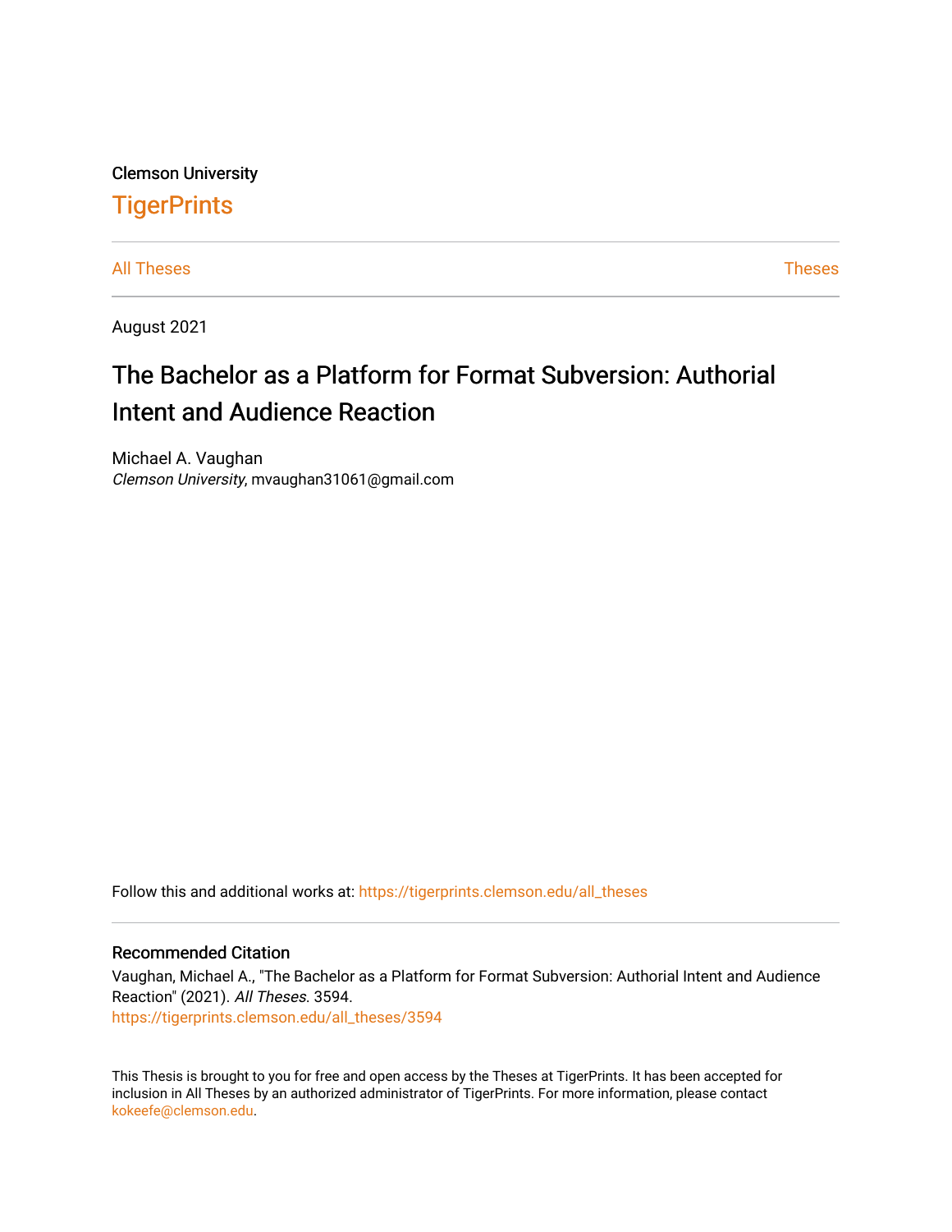Clemson University

# TigerPrints

All Theses | Theses

August 2021

# The Bachelor as a Platform for Format Subversion: Authorial Intent and Audience Reaction

Michael A. Vaughan
*Clemson University*, mvaughan31061@gmail.com

Follow this and additional works at: https://tigerprints.clemson.edu/all_theses

## Recommended Citation

Vaughan, Michael A., "The Bachelor as a Platform for Format Subversion: Authorial Intent and Audience Reaction" (2021). *All Theses*. 3594.
https://tigerprints.clemson.edu/all_theses/3594

This Thesis is brought to you for free and open access by the Theses at TigerPrints. It has been accepted for inclusion in All Theses by an authorized administrator of TigerPrints. For more information, please contact kokeefe@clemson.edu.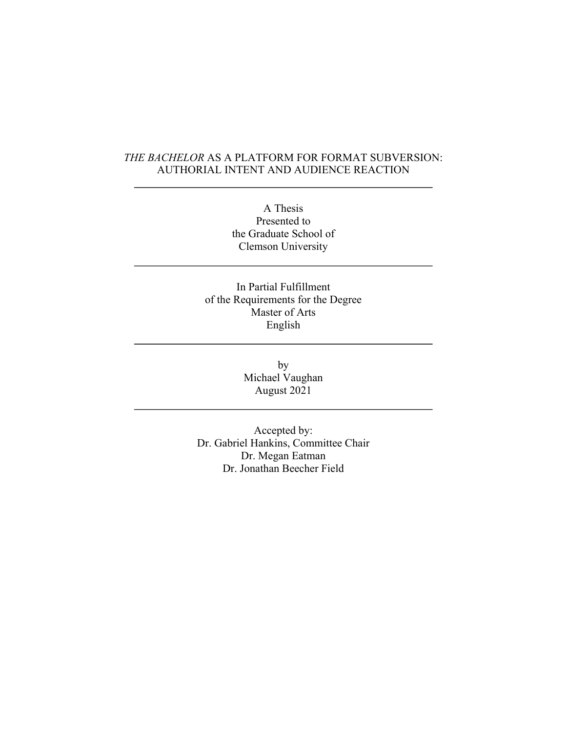*THE BACHELOR* AS A PLATFORM FOR FORMAT SUBVERSION: AUTHORIAL INTENT AND AUDIENCE REACTION

---

A Thesis
Presented to
the Graduate School of
Clemson University

---

In Partial Fulfillment
of the Requirements for the Degree
Master of Arts
English

---

by
Michael Vaughan
August 2021

---

Accepted by:
Dr. Gabriel Hankins, Committee Chair
Dr. Megan Eatman
Dr. Jonathan Beecher Field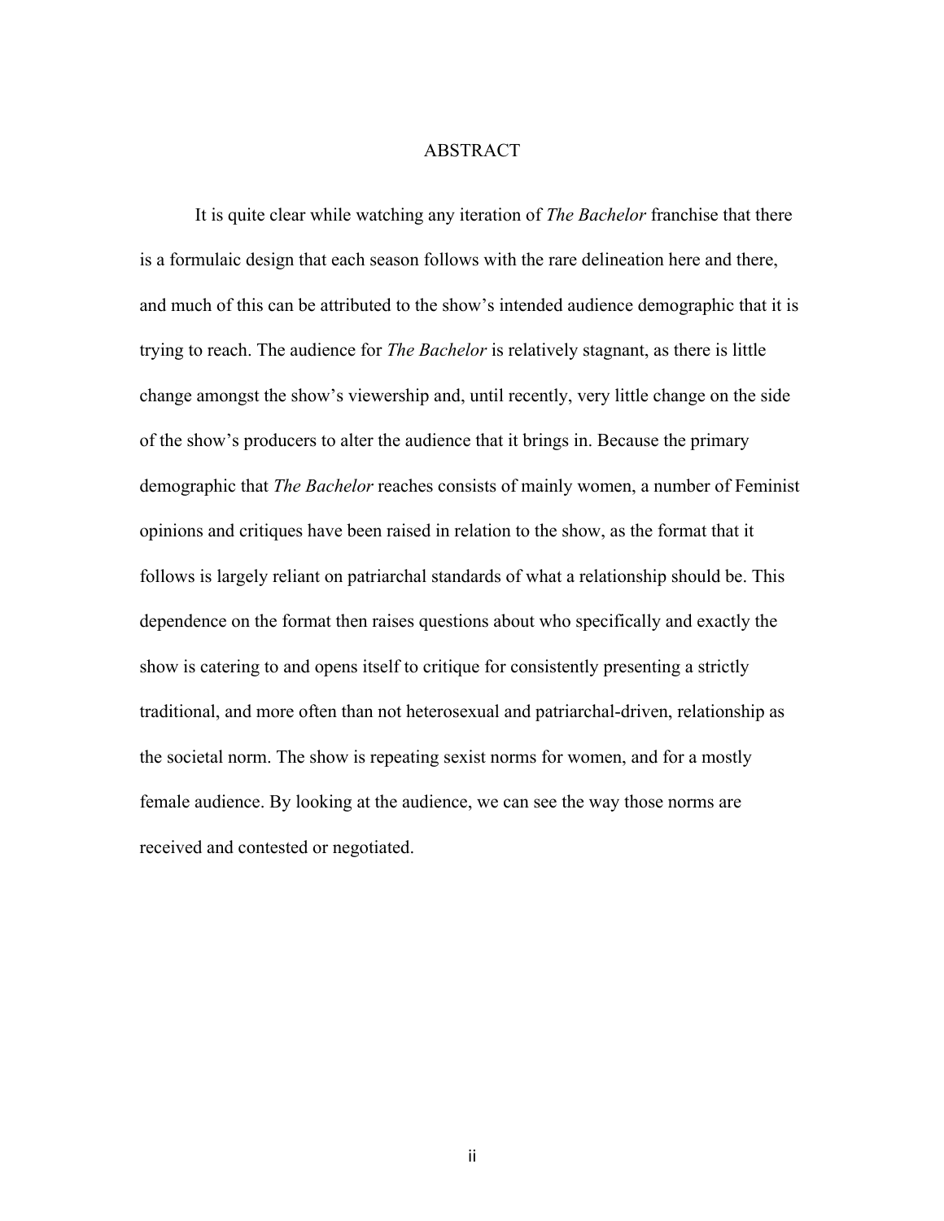# ABSTRACT

It is quite clear while watching any iteration of *The Bachelor* franchise that there is a formulaic design that each season follows with the rare delineation here and there, and much of this can be attributed to the show's intended audience demographic that it is trying to reach. The audience for *The Bachelor* is relatively stagnant, as there is little change amongst the show's viewership and, until recently, very little change on the side of the show's producers to alter the audience that it brings in. Because the primary demographic that *The Bachelor* reaches consists of mainly women, a number of Feminist opinions and critiques have been raised in relation to the show, as the format that it follows is largely reliant on patriarchal standards of what a relationship should be. This dependence on the format then raises questions about who specifically and exactly the show is catering to and opens itself to critique for consistently presenting a strictly traditional, and more often than not heterosexual and patriarchal-driven, relationship as the societal norm. The show is repeating sexist norms for women, and for a mostly female audience. By looking at the audience, we can see the way those norms are received and contested or negotiated.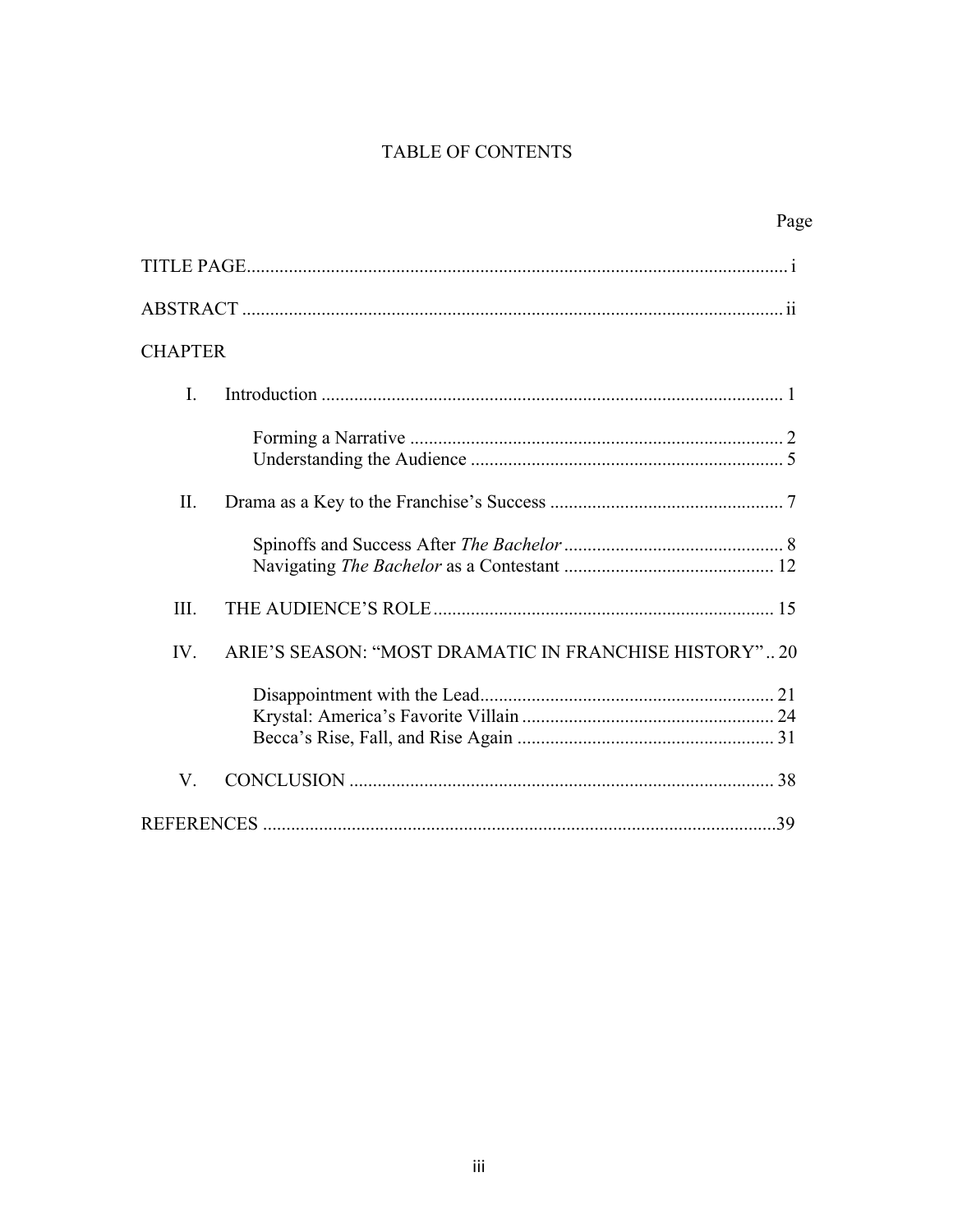# TABLE OF CONTENTS

Page

TITLE PAGE .................................................................................................................. i

ABSTRACT .................................................................................................................. ii

CHAPTER

I. Introduction ..................................................................................................... 1

   Forming a Narrative ................................................................................ 2
   Understanding the Audience .................................................................. 5

II. Drama as a Key to the Franchise's Success .................................................. 7

   Spinoffs and Success After *The Bachelor* ............................................... 8
   Navigating *The Bachelor* as a Contestant ............................................. 12

III. THE AUDIENCE'S ROLE ........................................................................ 15

IV. ARIE'S SEASON: "MOST DRAMATIC IN FRANCHISE HISTORY" .. 20

   Disappointment with the Lead .............................................................. 21
   Krystal: America's Favorite Villain ...................................................... 24
   Becca's Rise, Fall, and Rise Again ....................................................... 31

V. CONCLUSION ........................................................................................... 38

REFERENCES .............................................................................................................39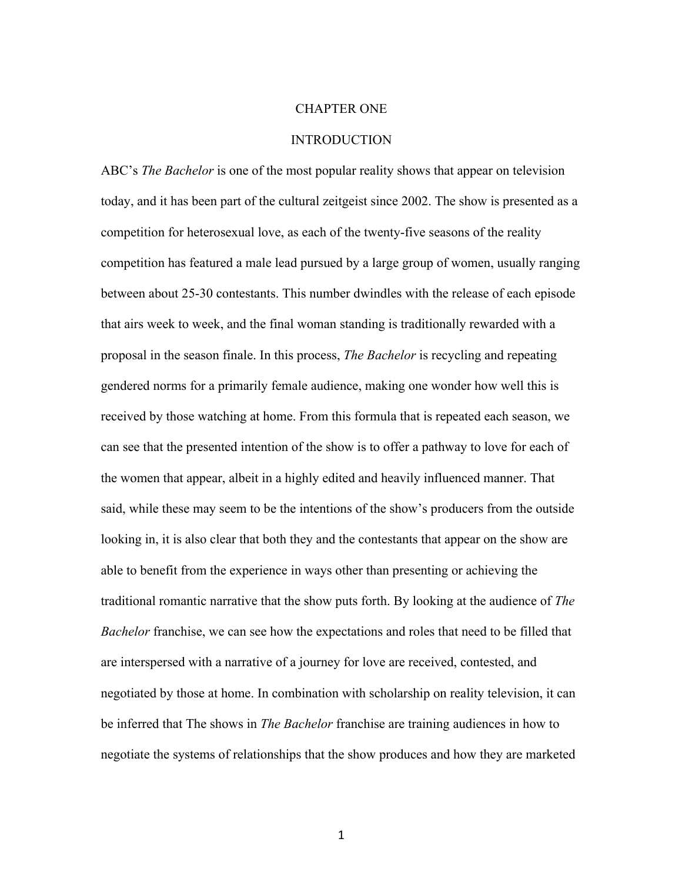# CHAPTER ONE

# INTRODUCTION

ABC's *The Bachelor* is one of the most popular reality shows that appear on television today, and it has been part of the cultural zeitgeist since 2002. The show is presented as a competition for heterosexual love, as each of the twenty-five seasons of the reality competition has featured a male lead pursued by a large group of women, usually ranging between about 25-30 contestants. This number dwindles with the release of each episode that airs week to week, and the final woman standing is traditionally rewarded with a proposal in the season finale. In this process, *The Bachelor* is recycling and repeating gendered norms for a primarily female audience, making one wonder how well this is received by those watching at home. From this formula that is repeated each season, we can see that the presented intention of the show is to offer a pathway to love for each of the women that appear, albeit in a highly edited and heavily influenced manner. That said, while these may seem to be the intentions of the show's producers from the outside looking in, it is also clear that both they and the contestants that appear on the show are able to benefit from the experience in ways other than presenting or achieving the traditional romantic narrative that the show puts forth. By looking at the audience of *The Bachelor* franchise, we can see how the expectations and roles that need to be filled that are interspersed with a narrative of a journey for love are received, contested, and negotiated by those at home. In combination with scholarship on reality television, it can be inferred that The shows in *The Bachelor* franchise are training audiences in how to negotiate the systems of relationships that the show produces and how they are marketed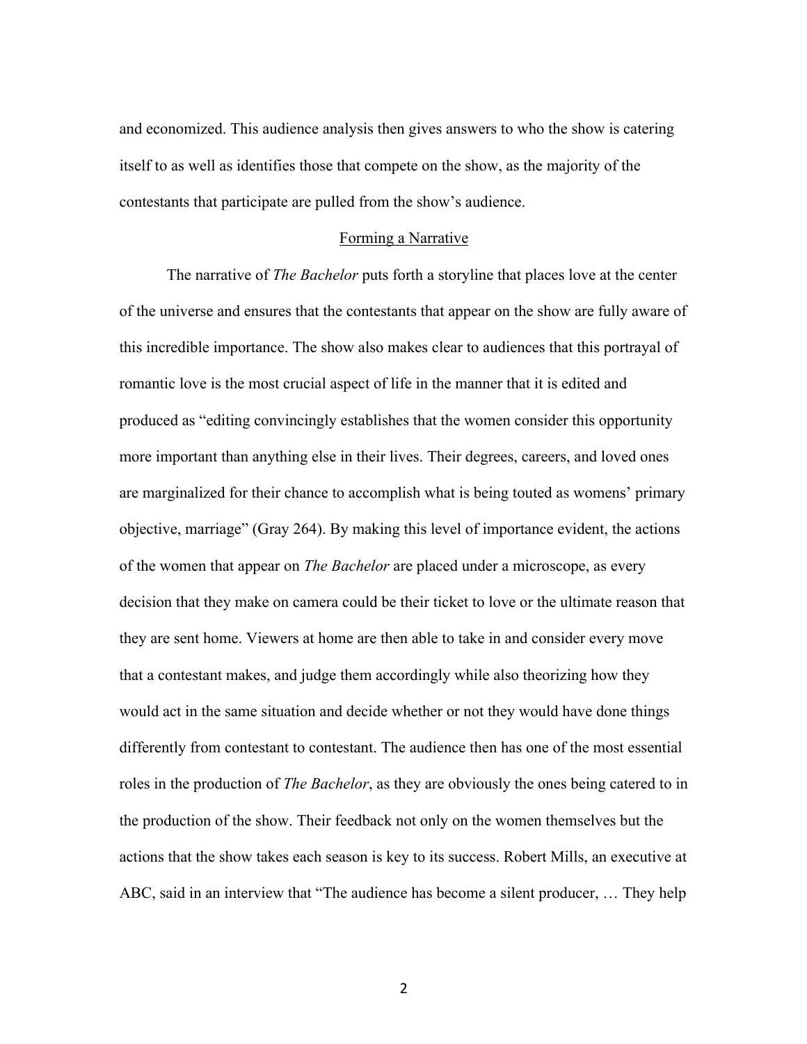and economized. This audience analysis then gives answers to who the show is catering itself to as well as identifies those that compete on the show, as the majority of the contestants that participate are pulled from the show's audience.

## Forming a Narrative

The narrative of *The Bachelor* puts forth a storyline that places love at the center of the universe and ensures that the contestants that appear on the show are fully aware of this incredible importance. The show also makes clear to audiences that this portrayal of romantic love is the most crucial aspect of life in the manner that it is edited and produced as "editing convincingly establishes that the women consider this opportunity more important than anything else in their lives. Their degrees, careers, and loved ones are marginalized for their chance to accomplish what is being touted as womens' primary objective, marriage" (Gray 264). By making this level of importance evident, the actions of the women that appear on *The Bachelor* are placed under a microscope, as every decision that they make on camera could be their ticket to love or the ultimate reason that they are sent home. Viewers at home are then able to take in and consider every move that a contestant makes, and judge them accordingly while also theorizing how they would act in the same situation and decide whether or not they would have done things differently from contestant to contestant. The audience then has one of the most essential roles in the production of *The Bachelor*, as they are obviously the ones being catered to in the production of the show. Their feedback not only on the women themselves but the actions that the show takes each season is key to its success. Robert Mills, an executive at ABC, said in an interview that "The audience has become a silent producer, … They help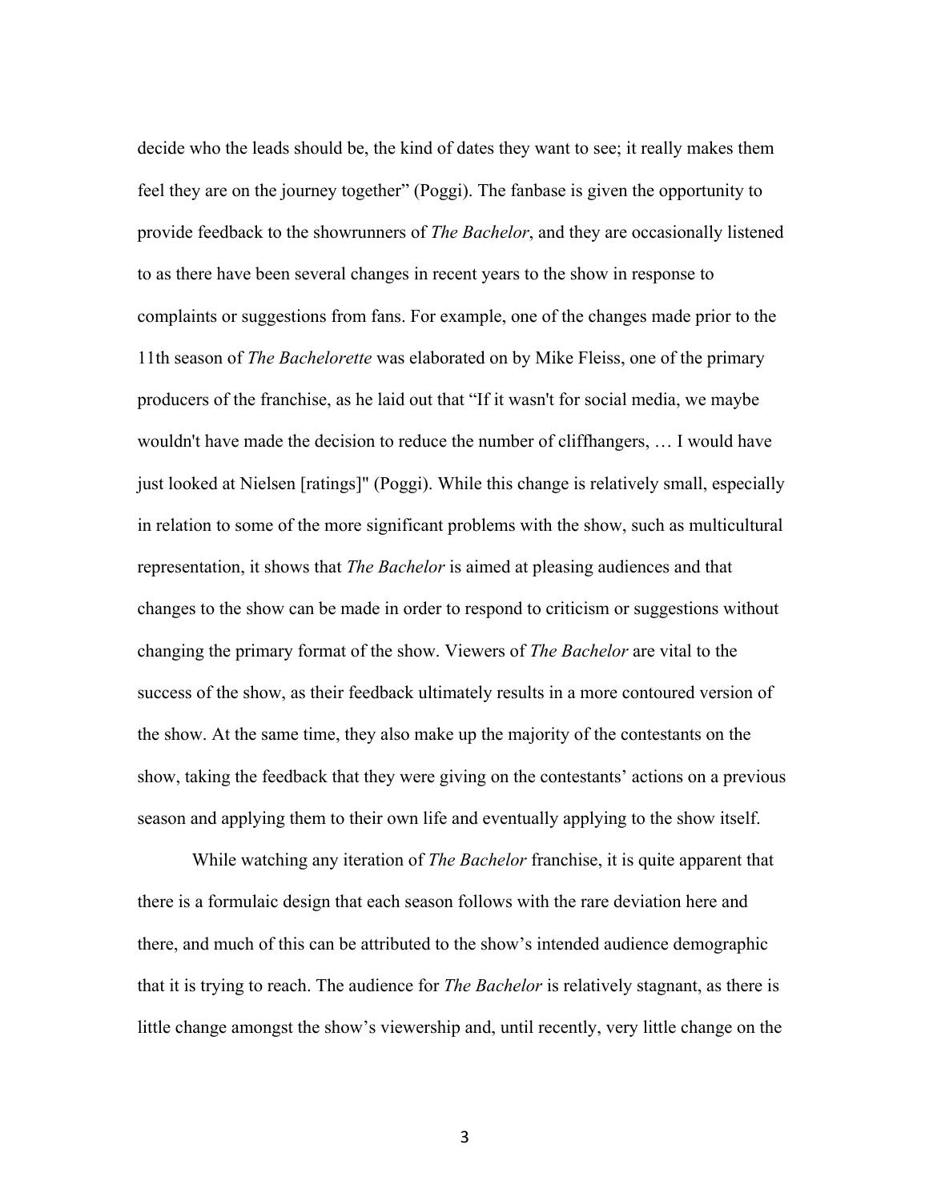decide who the leads should be, the kind of dates they want to see; it really makes them feel they are on the journey together" (Poggi). The fanbase is given the opportunity to provide feedback to the showrunners of *The Bachelor*, and they are occasionally listened to as there have been several changes in recent years to the show in response to complaints or suggestions from fans. For example, one of the changes made prior to the 11th season of *The Bachelorette* was elaborated on by Mike Fleiss, one of the primary producers of the franchise, as he laid out that "If it wasn't for social media, we maybe wouldn't have made the decision to reduce the number of cliffhangers, … I would have just looked at Nielsen [ratings]" (Poggi). While this change is relatively small, especially in relation to some of the more significant problems with the show, such as multicultural representation, it shows that *The Bachelor* is aimed at pleasing audiences and that changes to the show can be made in order to respond to criticism or suggestions without changing the primary format of the show. Viewers of *The Bachelor* are vital to the success of the show, as their feedback ultimately results in a more contoured version of the show. At the same time, they also make up the majority of the contestants on the show, taking the feedback that they were giving on the contestants' actions on a previous season and applying them to their own life and eventually applying to the show itself.

While watching any iteration of *The Bachelor* franchise, it is quite apparent that there is a formulaic design that each season follows with the rare deviation here and there, and much of this can be attributed to the show's intended audience demographic that it is trying to reach. The audience for *The Bachelor* is relatively stagnant, as there is little change amongst the show's viewership and, until recently, very little change on the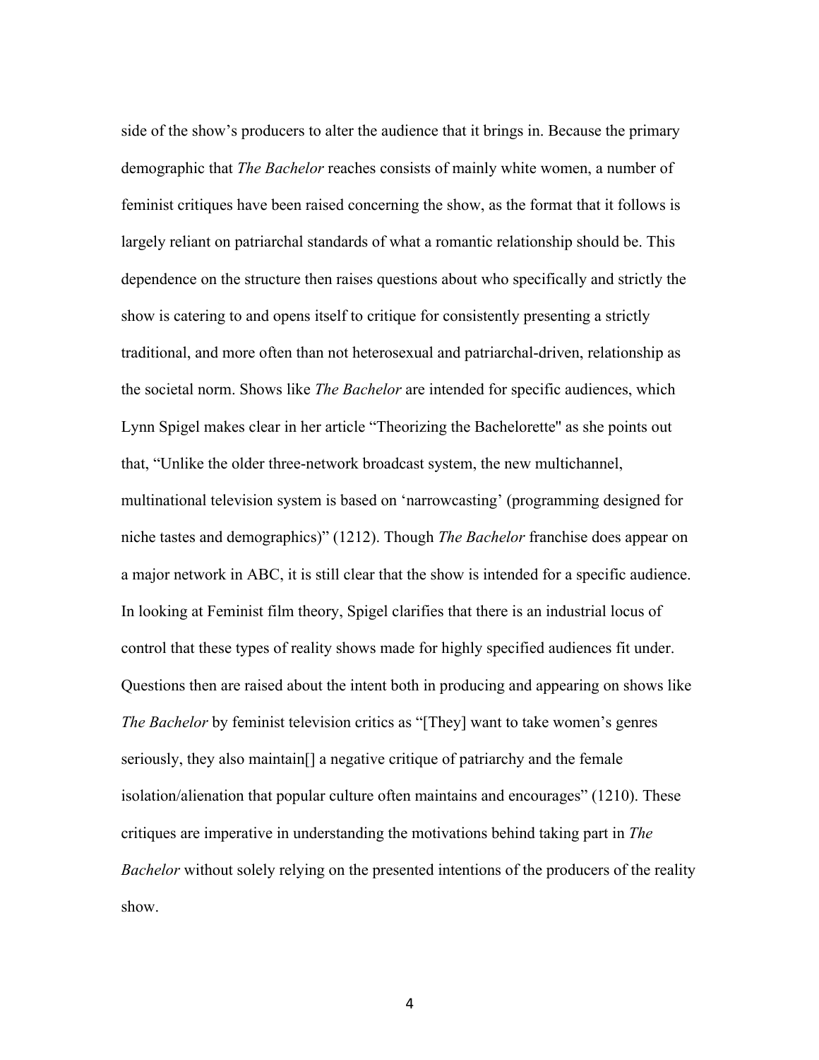side of the show's producers to alter the audience that it brings in. Because the primary demographic that *The Bachelor* reaches consists of mainly white women, a number of feminist critiques have been raised concerning the show, as the format that it follows is largely reliant on patriarchal standards of what a romantic relationship should be. This dependence on the structure then raises questions about who specifically and strictly the show is catering to and opens itself to critique for consistently presenting a strictly traditional, and more often than not heterosexual and patriarchal-driven, relationship as the societal norm. Shows like *The Bachelor* are intended for specific audiences, which Lynn Spigel makes clear in her article "Theorizing the Bachelorette" as she points out that, "Unlike the older three-network broadcast system, the new multichannel, multinational television system is based on 'narrowcasting' (programming designed for niche tastes and demographics)" (1212). Though *The Bachelor* franchise does appear on a major network in ABC, it is still clear that the show is intended for a specific audience. In looking at Feminist film theory, Spigel clarifies that there is an industrial locus of control that these types of reality shows made for highly specified audiences fit under. Questions then are raised about the intent both in producing and appearing on shows like *The Bachelor* by feminist television critics as "[They] want to take women's genres seriously, they also maintain[] a negative critique of patriarchy and the female isolation/alienation that popular culture often maintains and encourages" (1210). These critiques are imperative in understanding the motivations behind taking part in *The Bachelor* without solely relying on the presented intentions of the producers of the reality show.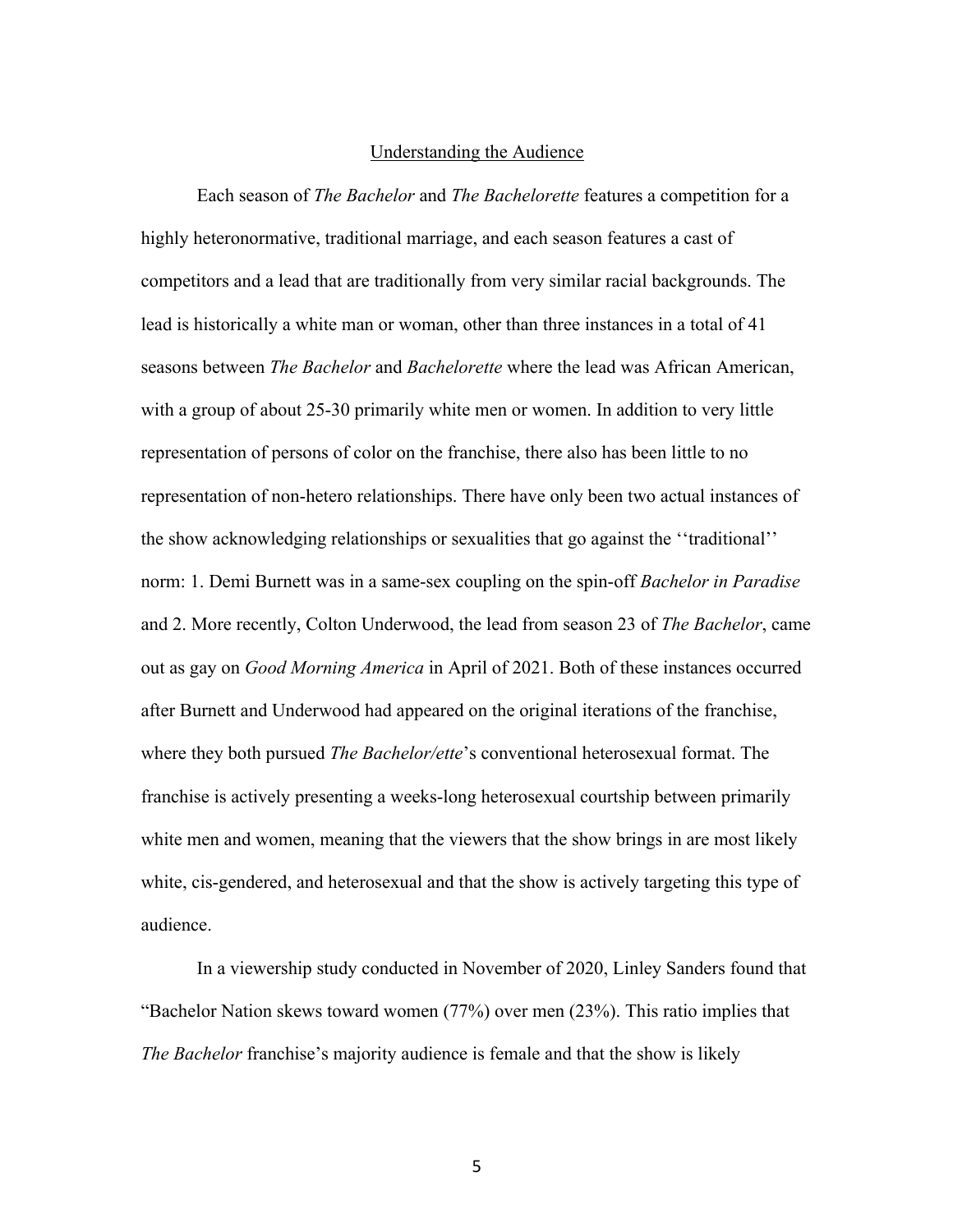## Understanding the Audience

Each season of *The Bachelor* and *The Bachelorette* features a competition for a highly heteronormative, traditional marriage, and each season features a cast of competitors and a lead that are traditionally from very similar racial backgrounds. The lead is historically a white man or woman, other than three instances in a total of 41 seasons between *The Bachelor* and *Bachelorette* where the lead was African American, with a group of about 25-30 primarily white men or women. In addition to very little representation of persons of color on the franchise, there also has been little to no representation of non-hetero relationships. There have only been two actual instances of the show acknowledging relationships or sexualities that go against the ''traditional'' norm: 1. Demi Burnett was in a same-sex coupling on the spin-off *Bachelor in Paradise* and 2. More recently, Colton Underwood, the lead from season 23 of *The Bachelor*, came out as gay on *Good Morning America* in April of 2021. Both of these instances occurred after Burnett and Underwood had appeared on the original iterations of the franchise, where they both pursued *The Bachelor/ette*'s conventional heterosexual format. The franchise is actively presenting a weeks-long heterosexual courtship between primarily white men and women, meaning that the viewers that the show brings in are most likely white, cis-gendered, and heterosexual and that the show is actively targeting this type of audience.

In a viewership study conducted in November of 2020, Linley Sanders found that "Bachelor Nation skews toward women (77%) over men (23%). This ratio implies that *The Bachelor* franchise's majority audience is female and that the show is likely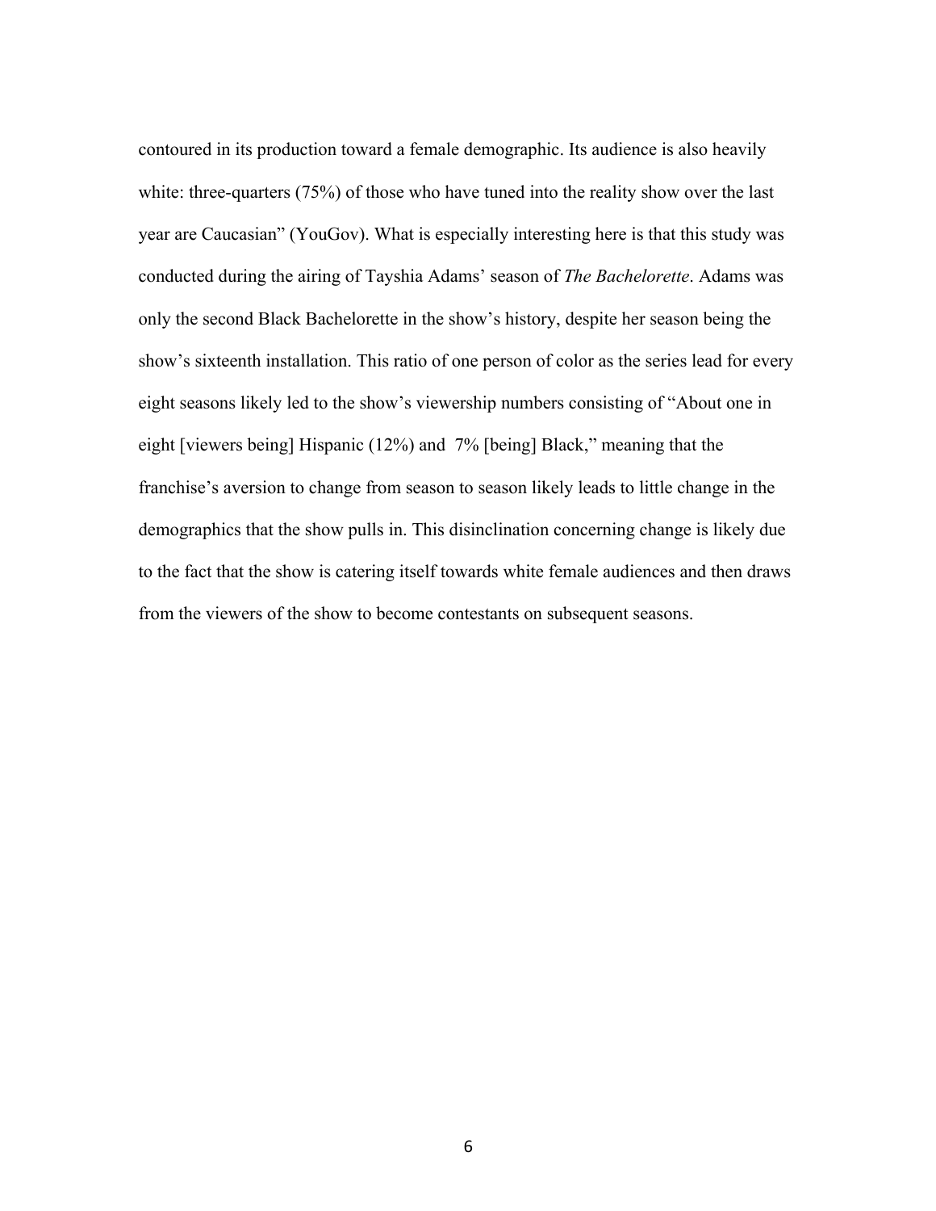contoured in its production toward a female demographic. Its audience is also heavily white: three-quarters (75%) of those who have tuned into the reality show over the last year are Caucasian" (YouGov). What is especially interesting here is that this study was conducted during the airing of Tayshia Adams' season of *The Bachelorette*. Adams was only the second Black Bachelorette in the show's history, despite her season being the show's sixteenth installation. This ratio of one person of color as the series lead for every eight seasons likely led to the show's viewership numbers consisting of "About one in eight [viewers being] Hispanic (12%) and 7% [being] Black," meaning that the franchise's aversion to change from season to season likely leads to little change in the demographics that the show pulls in. This disinclination concerning change is likely due to the fact that the show is catering itself towards white female audiences and then draws from the viewers of the show to become contestants on subsequent seasons.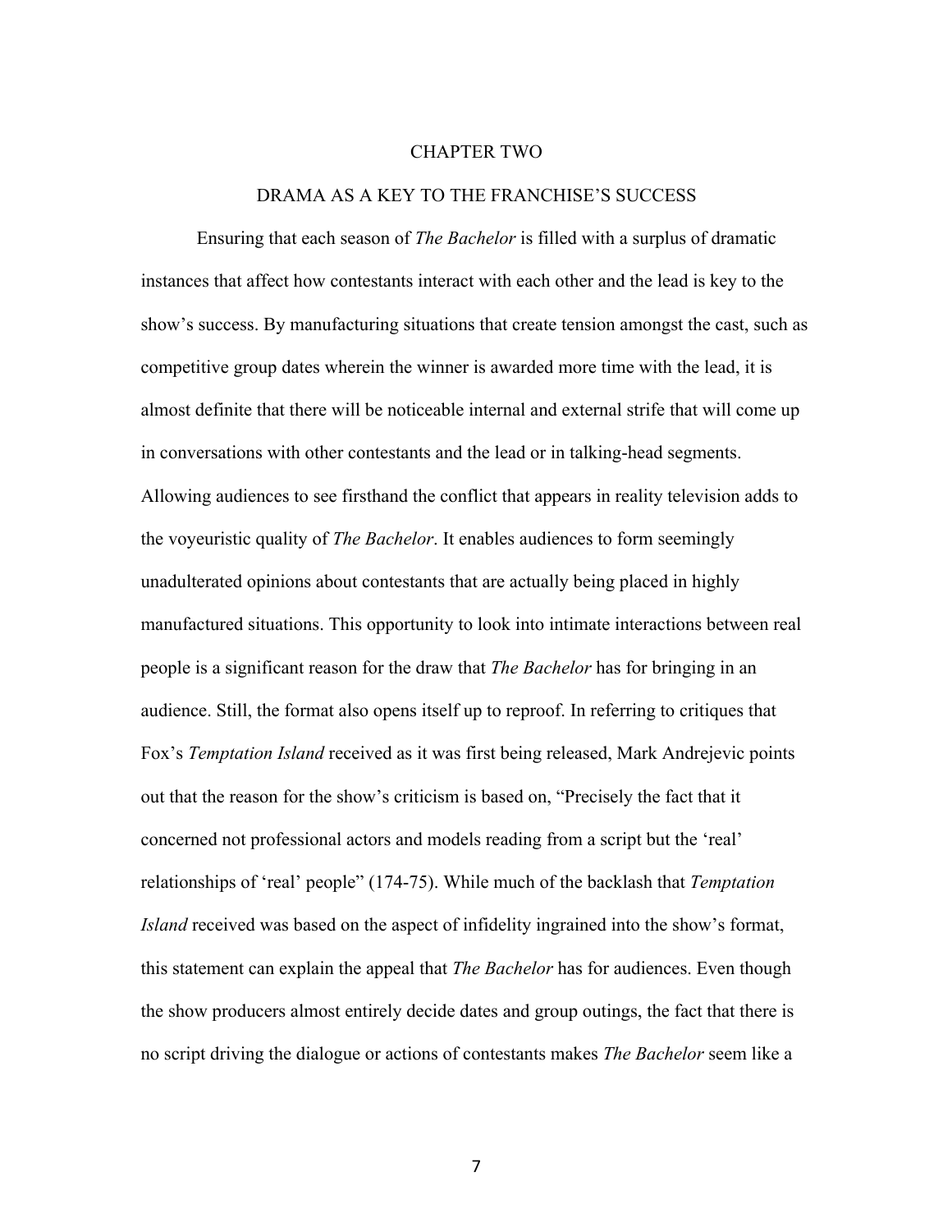# CHAPTER TWO

## DRAMA AS A KEY TO THE FRANCHISE'S SUCCESS

Ensuring that each season of *The Bachelor* is filled with a surplus of dramatic instances that affect how contestants interact with each other and the lead is key to the show's success. By manufacturing situations that create tension amongst the cast, such as competitive group dates wherein the winner is awarded more time with the lead, it is almost definite that there will be noticeable internal and external strife that will come up in conversations with other contestants and the lead or in talking-head segments. Allowing audiences to see firsthand the conflict that appears in reality television adds to the voyeuristic quality of *The Bachelor*. It enables audiences to form seemingly unadulterated opinions about contestants that are actually being placed in highly manufactured situations. This opportunity to look into intimate interactions between real people is a significant reason for the draw that *The Bachelor* has for bringing in an audience. Still, the format also opens itself up to reproof. In referring to critiques that Fox's *Temptation Island* received as it was first being released, Mark Andrejevic points out that the reason for the show's criticism is based on, "Precisely the fact that it concerned not professional actors and models reading from a script but the 'real' relationships of 'real' people" (174-75). While much of the backlash that *Temptation Island* received was based on the aspect of infidelity ingrained into the show's format, this statement can explain the appeal that *The Bachelor* has for audiences. Even though the show producers almost entirely decide dates and group outings, the fact that there is no script driving the dialogue or actions of contestants makes *The Bachelor* seem like a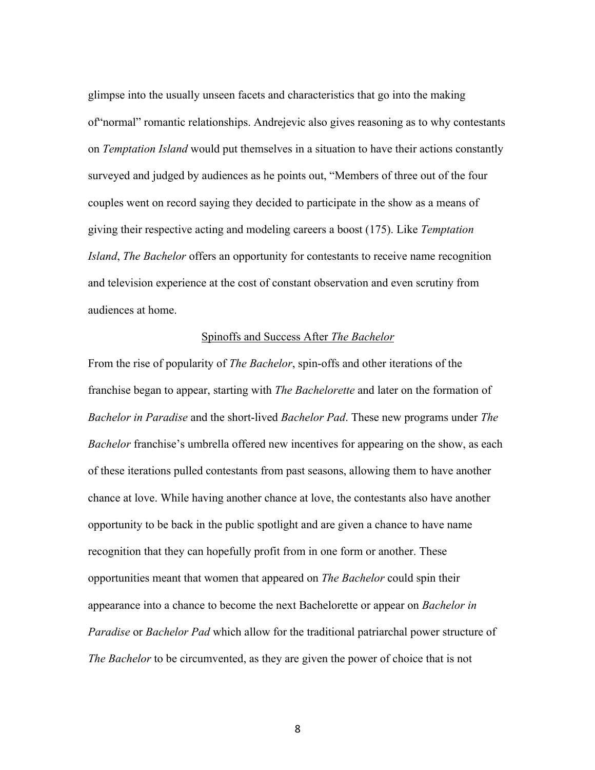glimpse into the usually unseen facets and characteristics that go into the making of"normal" romantic relationships. Andrejevic also gives reasoning as to why contestants on *Temptation Island* would put themselves in a situation to have their actions constantly surveyed and judged by audiences as he points out, "Members of three out of the four couples went on record saying they decided to participate in the show as a means of giving their respective acting and modeling careers a boost (175). Like *Temptation Island*, *The Bachelor* offers an opportunity for contestants to receive name recognition and television experience at the cost of constant observation and even scrutiny from audiences at home.

<u>Spinoffs and Success After *The Bachelor*</u>

From the rise of popularity of *The Bachelor*, spin-offs and other iterations of the franchise began to appear, starting with *The Bachelorette* and later on the formation of *Bachelor in Paradise* and the short-lived *Bachelor Pad*. These new programs under *The Bachelor* franchise's umbrella offered new incentives for appearing on the show, as each of these iterations pulled contestants from past seasons, allowing them to have another chance at love. While having another chance at love, the contestants also have another opportunity to be back in the public spotlight and are given a chance to have name recognition that they can hopefully profit from in one form or another. These opportunities meant that women that appeared on *The Bachelor* could spin their appearance into a chance to become the next Bachelorette or appear on *Bachelor in Paradise* or *Bachelor Pad* which allow for the traditional patriarchal power structure of *The Bachelor* to be circumvented, as they are given the power of choice that is not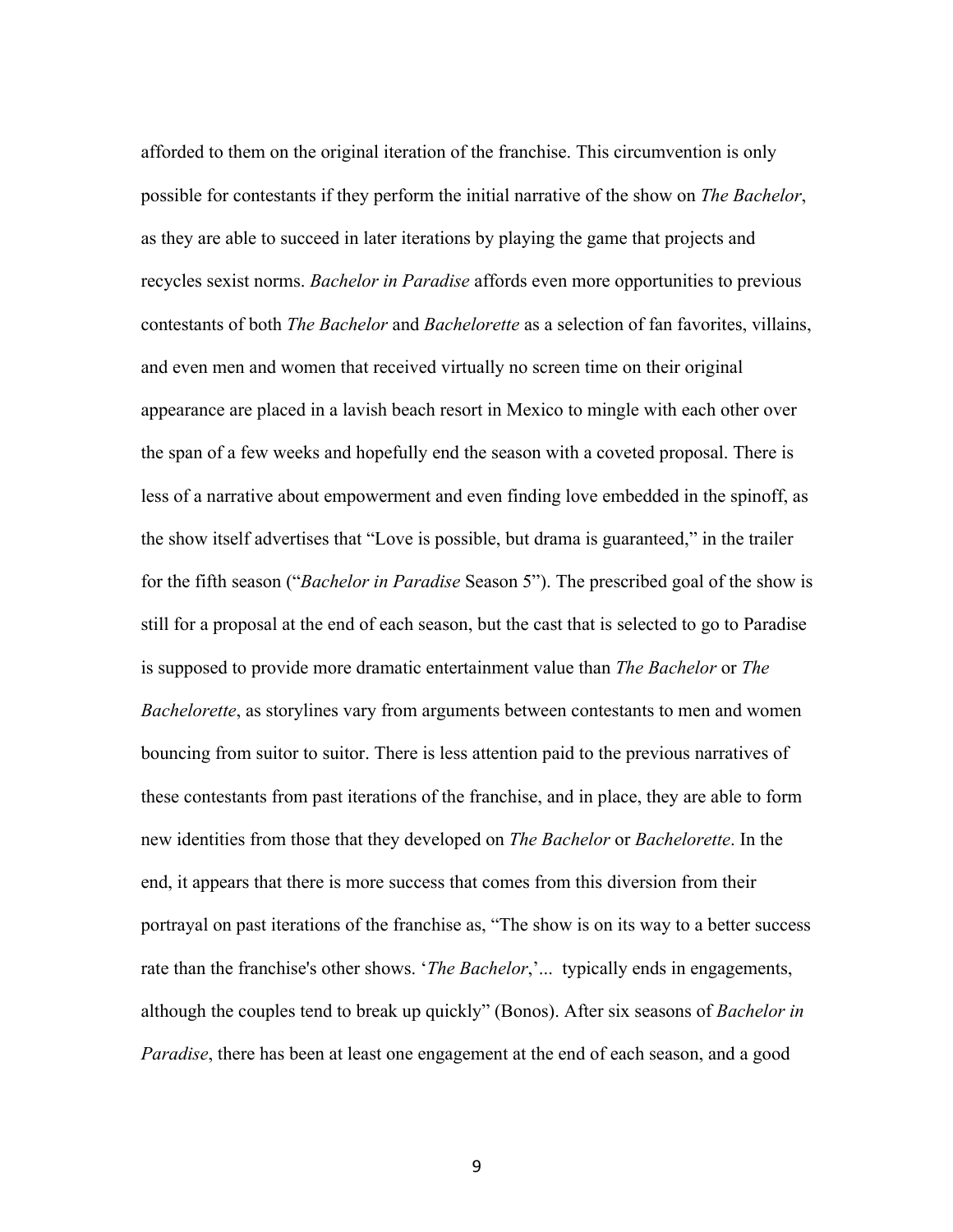afforded to them on the original iteration of the franchise. This circumvention is only possible for contestants if they perform the initial narrative of the show on *The Bachelor*, as they are able to succeed in later iterations by playing the game that projects and recycles sexist norms. *Bachelor in Paradise* affords even more opportunities to previous contestants of both *The Bachelor* and *Bachelorette* as a selection of fan favorites, villains, and even men and women that received virtually no screen time on their original appearance are placed in a lavish beach resort in Mexico to mingle with each other over the span of a few weeks and hopefully end the season with a coveted proposal. There is less of a narrative about empowerment and even finding love embedded in the spinoff, as the show itself advertises that "Love is possible, but drama is guaranteed," in the trailer for the fifth season ("*Bachelor in Paradise* Season 5"). The prescribed goal of the show is still for a proposal at the end of each season, but the cast that is selected to go to Paradise is supposed to provide more dramatic entertainment value than *The Bachelor* or *The Bachelorette*, as storylines vary from arguments between contestants to men and women bouncing from suitor to suitor. There is less attention paid to the previous narratives of these contestants from past iterations of the franchise, and in place, they are able to form new identities from those that they developed on *The Bachelor* or *Bachelorette*. In the end, it appears that there is more success that comes from this diversion from their portrayal on past iterations of the franchise as, "The show is on its way to a better success rate than the franchise's other shows. '*The Bachelor*,'... typically ends in engagements, although the couples tend to break up quickly" (Bonos). After six seasons of *Bachelor in Paradise*, there has been at least one engagement at the end of each season, and a good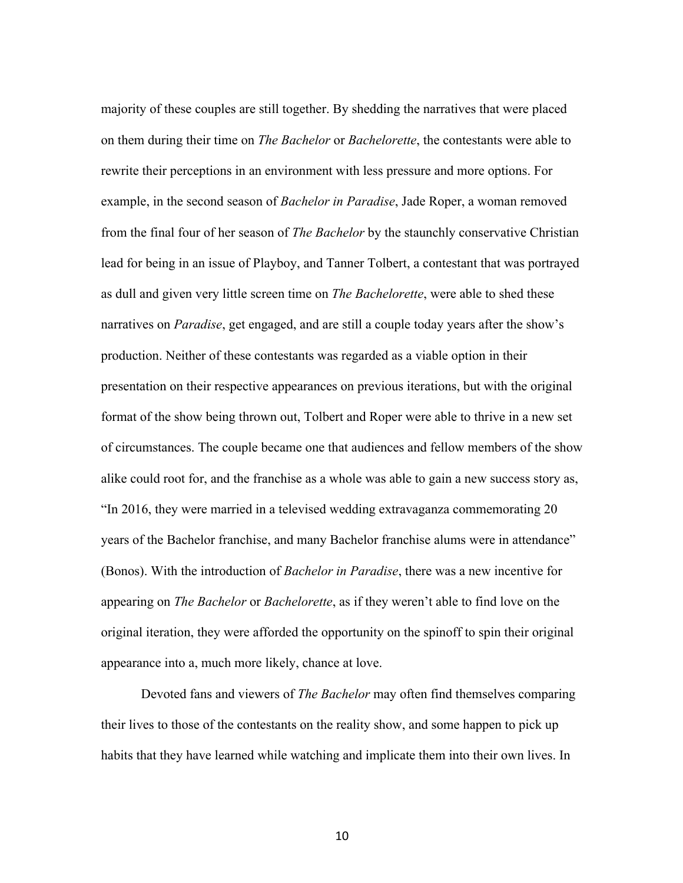majority of these couples are still together. By shedding the narratives that were placed on them during their time on *The Bachelor* or *Bachelorette*, the contestants were able to rewrite their perceptions in an environment with less pressure and more options. For example, in the second season of *Bachelor in Paradise*, Jade Roper, a woman removed from the final four of her season of *The Bachelor* by the staunchly conservative Christian lead for being in an issue of Playboy, and Tanner Tolbert, a contestant that was portrayed as dull and given very little screen time on *The Bachelorette*, were able to shed these narratives on *Paradise*, get engaged, and are still a couple today years after the show's production. Neither of these contestants was regarded as a viable option in their presentation on their respective appearances on previous iterations, but with the original format of the show being thrown out, Tolbert and Roper were able to thrive in a new set of circumstances. The couple became one that audiences and fellow members of the show alike could root for, and the franchise as a whole was able to gain a new success story as, "In 2016, they were married in a televised wedding extravaganza commemorating 20 years of the Bachelor franchise, and many Bachelor franchise alums were in attendance" (Bonos). With the introduction of *Bachelor in Paradise*, there was a new incentive for appearing on *The Bachelor* or *Bachelorette*, as if they weren't able to find love on the original iteration, they were afforded the opportunity on the spinoff to spin their original appearance into a, much more likely, chance at love.

Devoted fans and viewers of *The Bachelor* may often find themselves comparing their lives to those of the contestants on the reality show, and some happen to pick up habits that they have learned while watching and implicate them into their own lives. In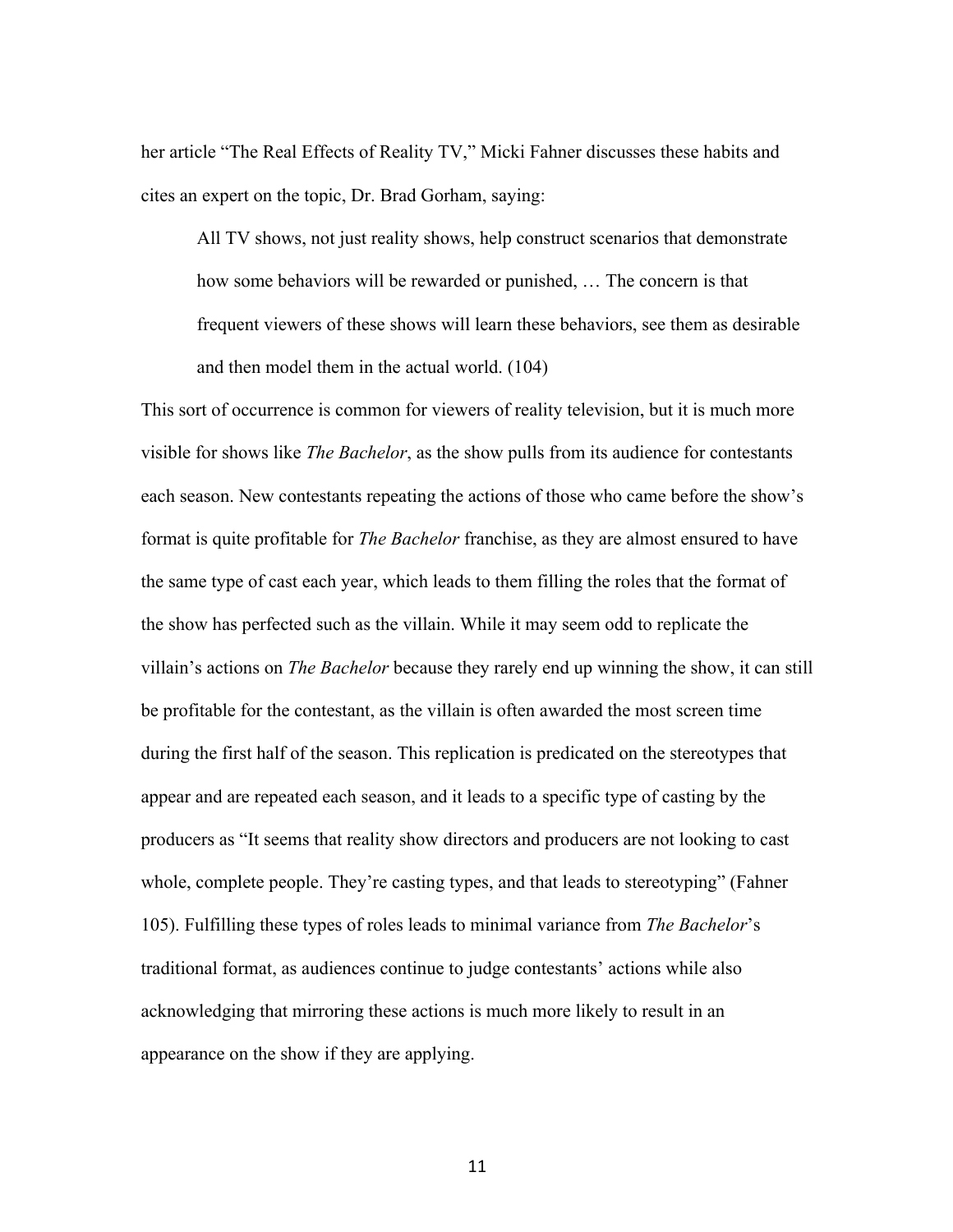her article "The Real Effects of Reality TV," Micki Fahner discusses these habits and cites an expert on the topic, Dr. Brad Gorham, saying:

> All TV shows, not just reality shows, help construct scenarios that demonstrate how some behaviors will be rewarded or punished, … The concern is that frequent viewers of these shows will learn these behaviors, see them as desirable and then model them in the actual world. (104)

This sort of occurrence is common for viewers of reality television, but it is much more visible for shows like *The Bachelor*, as the show pulls from its audience for contestants each season. New contestants repeating the actions of those who came before the show's format is quite profitable for *The Bachelor* franchise, as they are almost ensured to have the same type of cast each year, which leads to them filling the roles that the format of the show has perfected such as the villain. While it may seem odd to replicate the villain's actions on *The Bachelor* because they rarely end up winning the show, it can still be profitable for the contestant, as the villain is often awarded the most screen time during the first half of the season. This replication is predicated on the stereotypes that appear and are repeated each season, and it leads to a specific type of casting by the producers as "It seems that reality show directors and producers are not looking to cast whole, complete people. They're casting types, and that leads to stereotyping" (Fahner 105). Fulfilling these types of roles leads to minimal variance from *The Bachelor*'s traditional format, as audiences continue to judge contestants' actions while also acknowledging that mirroring these actions is much more likely to result in an appearance on the show if they are applying.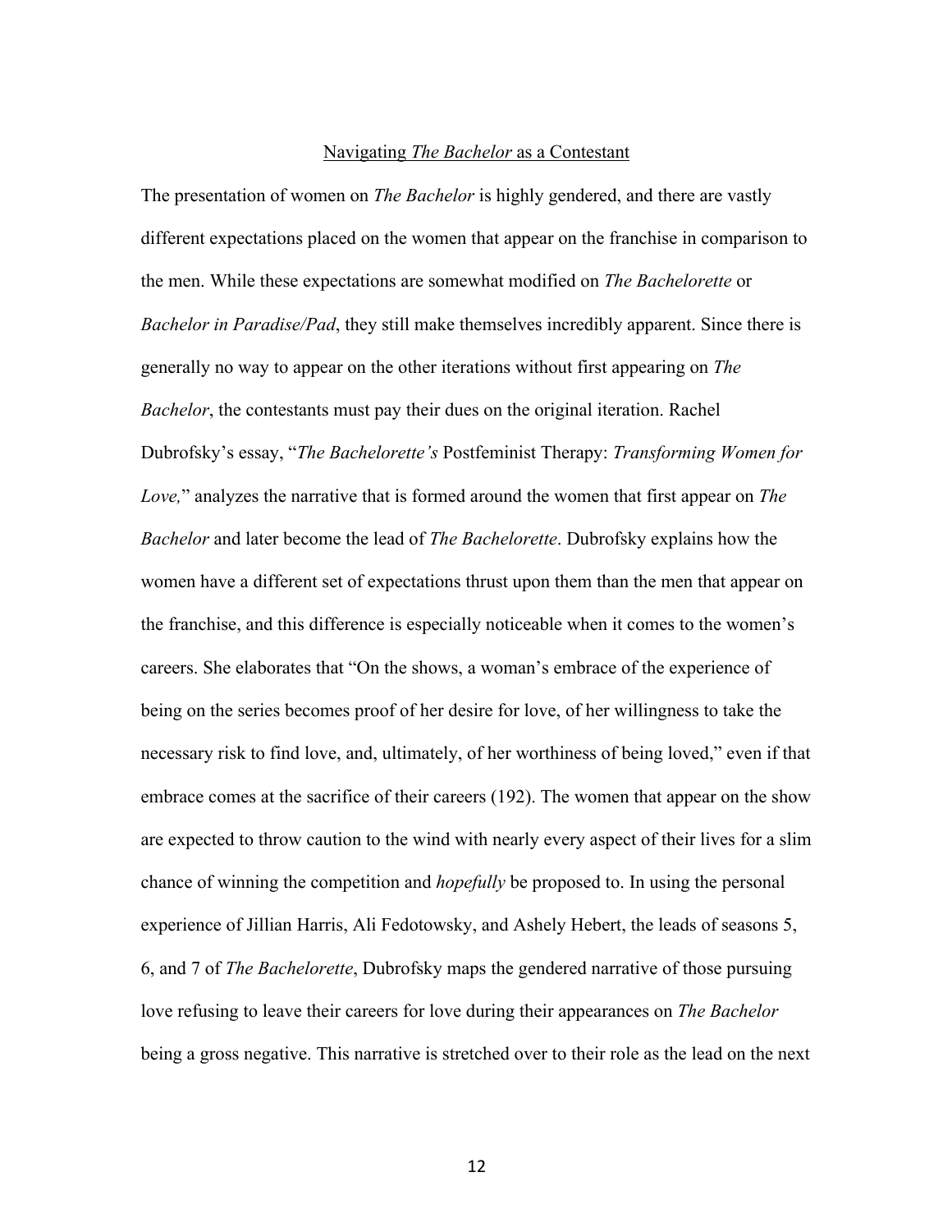## Navigating *The Bachelor* as a Contestant

The presentation of women on *The Bachelor* is highly gendered, and there are vastly different expectations placed on the women that appear on the franchise in comparison to the men. While these expectations are somewhat modified on *The Bachelorette* or *Bachelor in Paradise/Pad*, they still make themselves incredibly apparent. Since there is generally no way to appear on the other iterations without first appearing on *The Bachelor*, the contestants must pay their dues on the original iteration. Rachel Dubrofsky's essay, "*The Bachelorette's* Postfeminist Therapy: *Transforming Women for Love,*" analyzes the narrative that is formed around the women that first appear on *The Bachelor* and later become the lead of *The Bachelorette*. Dubrofsky explains how the women have a different set of expectations thrust upon them than the men that appear on the franchise, and this difference is especially noticeable when it comes to the women's careers. She elaborates that "On the shows, a woman's embrace of the experience of being on the series becomes proof of her desire for love, of her willingness to take the necessary risk to find love, and, ultimately, of her worthiness of being loved," even if that embrace comes at the sacrifice of their careers (192). The women that appear on the show are expected to throw caution to the wind with nearly every aspect of their lives for a slim chance of winning the competition and *hopefully* be proposed to. In using the personal experience of Jillian Harris, Ali Fedotowsky, and Ashely Hebert, the leads of seasons 5, 6, and 7 of *The Bachelorette*, Dubrofsky maps the gendered narrative of those pursuing love refusing to leave their careers for love during their appearances on *The Bachelor* being a gross negative. This narrative is stretched over to their role as the lead on the next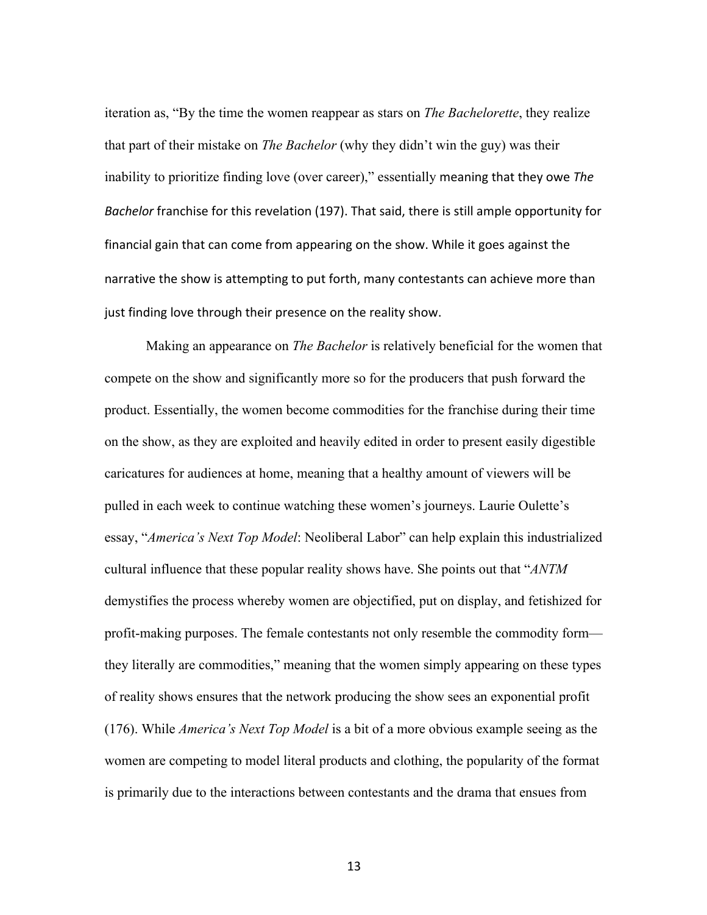iteration as, "By the time the women reappear as stars on *The Bachelorette*, they realize that part of their mistake on *The Bachelor* (why they didn't win the guy) was their inability to prioritize finding love (over career)," essentially meaning that they owe *The Bachelor* franchise for this revelation (197). That said, there is still ample opportunity for financial gain that can come from appearing on the show. While it goes against the narrative the show is attempting to put forth, many contestants can achieve more than just finding love through their presence on the reality show.

Making an appearance on *The Bachelor* is relatively beneficial for the women that compete on the show and significantly more so for the producers that push forward the product. Essentially, the women become commodities for the franchise during their time on the show, as they are exploited and heavily edited in order to present easily digestible caricatures for audiences at home, meaning that a healthy amount of viewers will be pulled in each week to continue watching these women's journeys. Laurie Oulette's essay, "*America's Next Top Model*: Neoliberal Labor" can help explain this industrialized cultural influence that these popular reality shows have. She points out that "*ANTM* demystifies the process whereby women are objectified, put on display, and fetishized for profit-making purposes. The female contestants not only resemble the commodity form—they literally are commodities," meaning that the women simply appearing on these types of reality shows ensures that the network producing the show sees an exponential profit (176). While *America's Next Top Model* is a bit of a more obvious example seeing as the women are competing to model literal products and clothing, the popularity of the format is primarily due to the interactions between contestants and the drama that ensues from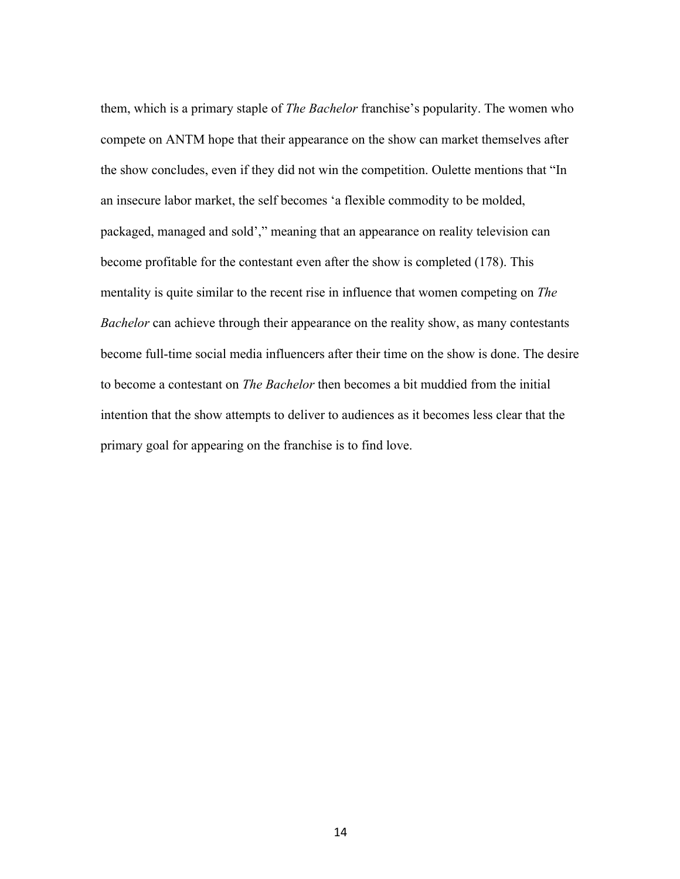them, which is a primary staple of *The Bachelor* franchise's popularity. The women who compete on ANTM hope that their appearance on the show can market themselves after the show concludes, even if they did not win the competition. Oulette mentions that "In an insecure labor market, the self becomes 'a flexible commodity to be molded, packaged, managed and sold'," meaning that an appearance on reality television can become profitable for the contestant even after the show is completed (178). This mentality is quite similar to the recent rise in influence that women competing on *The Bachelor* can achieve through their appearance on the reality show, as many contestants become full-time social media influencers after their time on the show is done. The desire to become a contestant on *The Bachelor* then becomes a bit muddied from the initial intention that the show attempts to deliver to audiences as it becomes less clear that the primary goal for appearing on the franchise is to find love.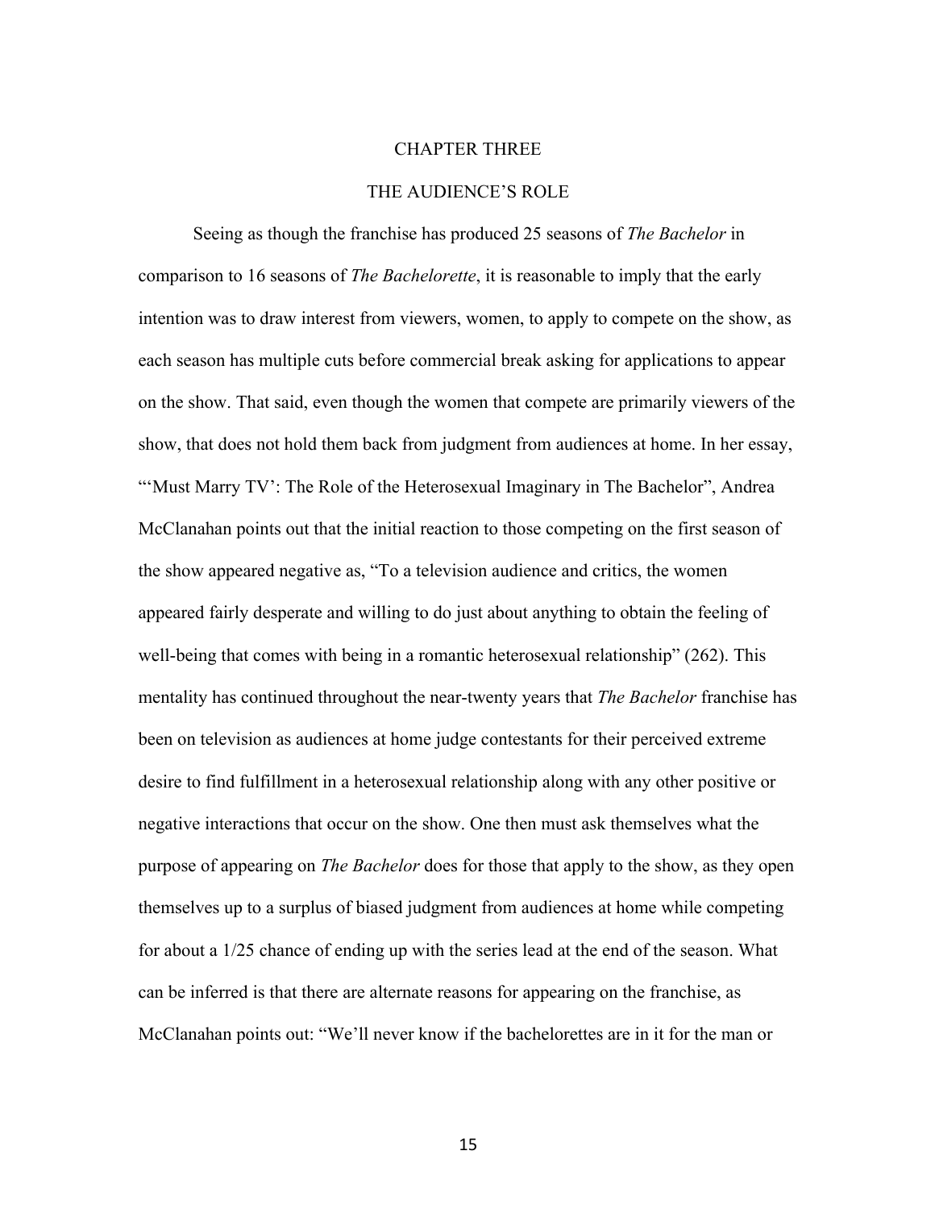# CHAPTER THREE

## THE AUDIENCE'S ROLE

Seeing as though the franchise has produced 25 seasons of *The Bachelor* in comparison to 16 seasons of *The Bachelorette*, it is reasonable to imply that the early intention was to draw interest from viewers, women, to apply to compete on the show, as each season has multiple cuts before commercial break asking for applications to appear on the show. That said, even though the women that compete are primarily viewers of the show, that does not hold them back from judgment from audiences at home. In her essay, "'Must Marry TV': The Role of the Heterosexual Imaginary in The Bachelor", Andrea McClanahan points out that the initial reaction to those competing on the first season of the show appeared negative as, "To a television audience and critics, the women appeared fairly desperate and willing to do just about anything to obtain the feeling of well-being that comes with being in a romantic heterosexual relationship" (262). This mentality has continued throughout the near-twenty years that *The Bachelor* franchise has been on television as audiences at home judge contestants for their perceived extreme desire to find fulfillment in a heterosexual relationship along with any other positive or negative interactions that occur on the show. One then must ask themselves what the purpose of appearing on *The Bachelor* does for those that apply to the show, as they open themselves up to a surplus of biased judgment from audiences at home while competing for about a 1/25 chance of ending up with the series lead at the end of the season. What can be inferred is that there are alternate reasons for appearing on the franchise, as McClanahan points out: "We'll never know if the bachelorettes are in it for the man or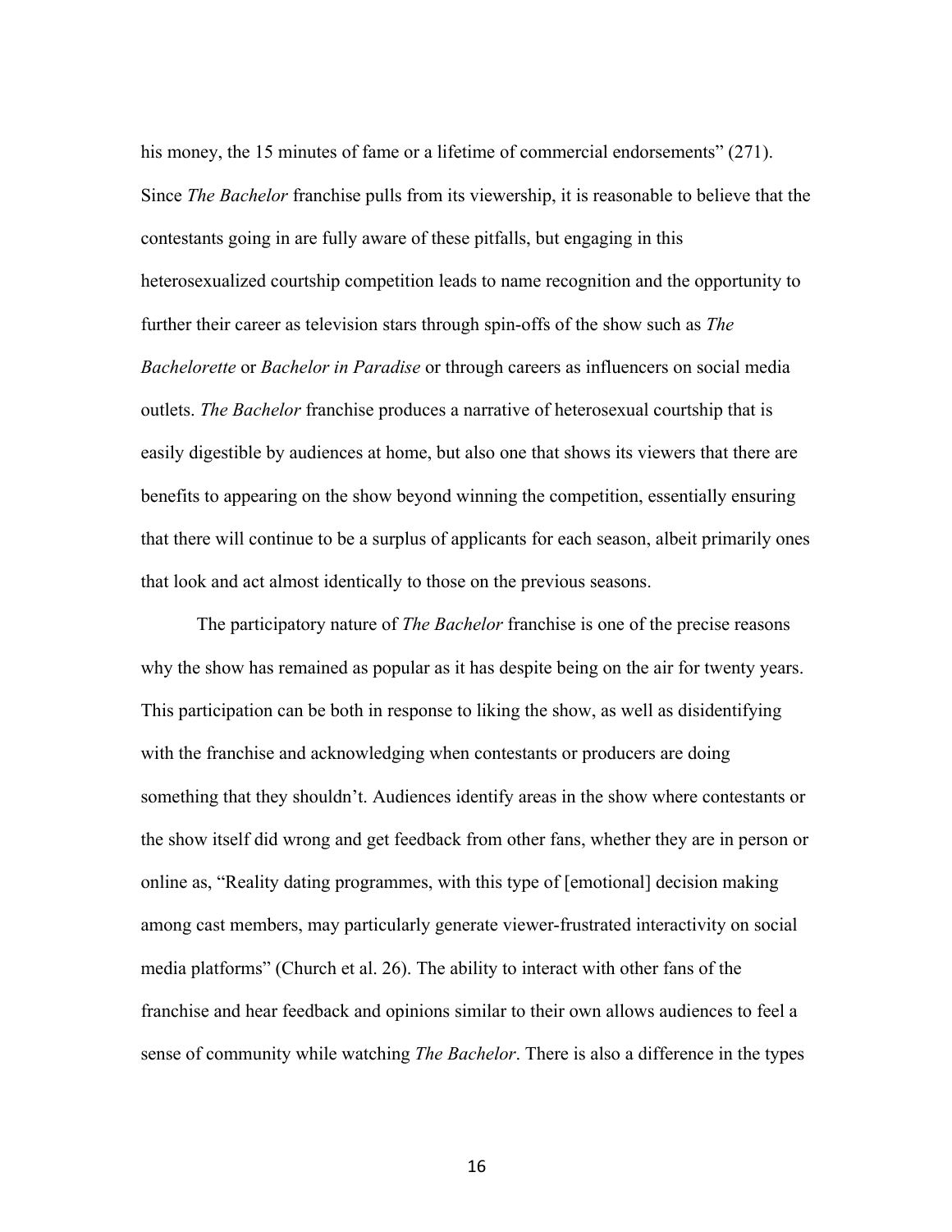his money, the 15 minutes of fame or a lifetime of commercial endorsements" (271). Since *The Bachelor* franchise pulls from its viewership, it is reasonable to believe that the contestants going in are fully aware of these pitfalls, but engaging in this heterosexualized courtship competition leads to name recognition and the opportunity to further their career as television stars through spin-offs of the show such as *The Bachelorette* or *Bachelor in Paradise* or through careers as influencers on social media outlets. *The Bachelor* franchise produces a narrative of heterosexual courtship that is easily digestible by audiences at home, but also one that shows its viewers that there are benefits to appearing on the show beyond winning the competition, essentially ensuring that there will continue to be a surplus of applicants for each season, albeit primarily ones that look and act almost identically to those on the previous seasons.

The participatory nature of *The Bachelor* franchise is one of the precise reasons why the show has remained as popular as it has despite being on the air for twenty years. This participation can be both in response to liking the show, as well as disidentifying with the franchise and acknowledging when contestants or producers are doing something that they shouldn't. Audiences identify areas in the show where contestants or the show itself did wrong and get feedback from other fans, whether they are in person or online as, "Reality dating programmes, with this type of [emotional] decision making among cast members, may particularly generate viewer-frustrated interactivity on social media platforms" (Church et al. 26). The ability to interact with other fans of the franchise and hear feedback and opinions similar to their own allows audiences to feel a sense of community while watching *The Bachelor*. There is also a difference in the types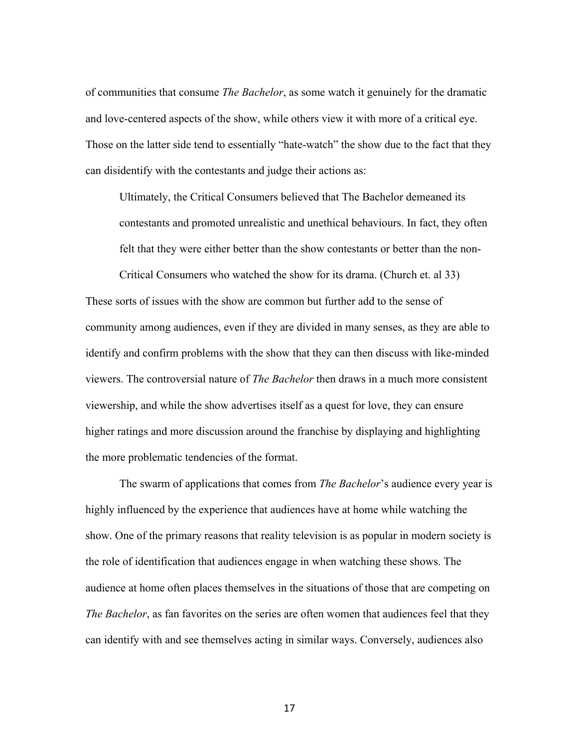of communities that consume *The Bachelor*, as some watch it genuinely for the dramatic and love-centered aspects of the show, while others view it with more of a critical eye. Those on the latter side tend to essentially "hate-watch" the show due to the fact that they can disidentify with the contestants and judge their actions as:

> Ultimately, the Critical Consumers believed that The Bachelor demeaned its contestants and promoted unrealistic and unethical behaviours. In fact, they often felt that they were either better than the show contestants or better than the non-Critical Consumers who watched the show for its drama. (Church et. al 33)

These sorts of issues with the show are common but further add to the sense of community among audiences, even if they are divided in many senses, as they are able to identify and confirm problems with the show that they can then discuss with like-minded viewers. The controversial nature of *The Bachelor* then draws in a much more consistent viewership, and while the show advertises itself as a quest for love, they can ensure higher ratings and more discussion around the franchise by displaying and highlighting the more problematic tendencies of the format.

The swarm of applications that comes from *The Bachelor*'s audience every year is highly influenced by the experience that audiences have at home while watching the show. One of the primary reasons that reality television is as popular in modern society is the role of identification that audiences engage in when watching these shows. The audience at home often places themselves in the situations of those that are competing on *The Bachelor*, as fan favorites on the series are often women that audiences feel that they can identify with and see themselves acting in similar ways. Conversely, audiences also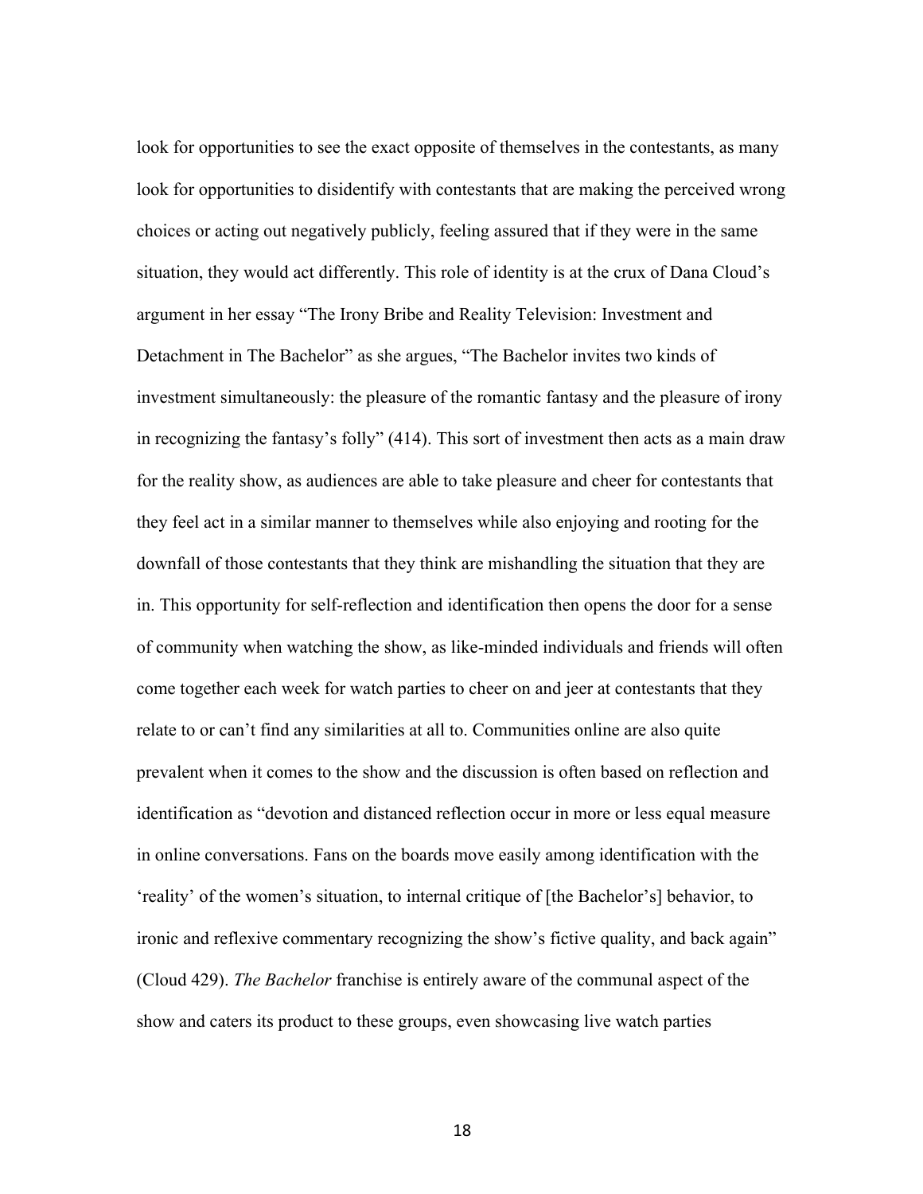look for opportunities to see the exact opposite of themselves in the contestants, as many look for opportunities to disidentify with contestants that are making the perceived wrong choices or acting out negatively publicly, feeling assured that if they were in the same situation, they would act differently. This role of identity is at the crux of Dana Cloud's argument in her essay "The Irony Bribe and Reality Television: Investment and Detachment in The Bachelor" as she argues, "The Bachelor invites two kinds of investment simultaneously: the pleasure of the romantic fantasy and the pleasure of irony in recognizing the fantasy's folly" (414). This sort of investment then acts as a main draw for the reality show, as audiences are able to take pleasure and cheer for contestants that they feel act in a similar manner to themselves while also enjoying and rooting for the downfall of those contestants that they think are mishandling the situation that they are in. This opportunity for self-reflection and identification then opens the door for a sense of community when watching the show, as like-minded individuals and friends will often come together each week for watch parties to cheer on and jeer at contestants that they relate to or can't find any similarities at all to. Communities online are also quite prevalent when it comes to the show and the discussion is often based on reflection and identification as "devotion and distanced reflection occur in more or less equal measure in online conversations. Fans on the boards move easily among identification with the 'reality' of the women's situation, to internal critique of [the Bachelor's] behavior, to ironic and reflexive commentary recognizing the show's fictive quality, and back again" (Cloud 429). *The Bachelor* franchise is entirely aware of the communal aspect of the show and caters its product to these groups, even showcasing live watch parties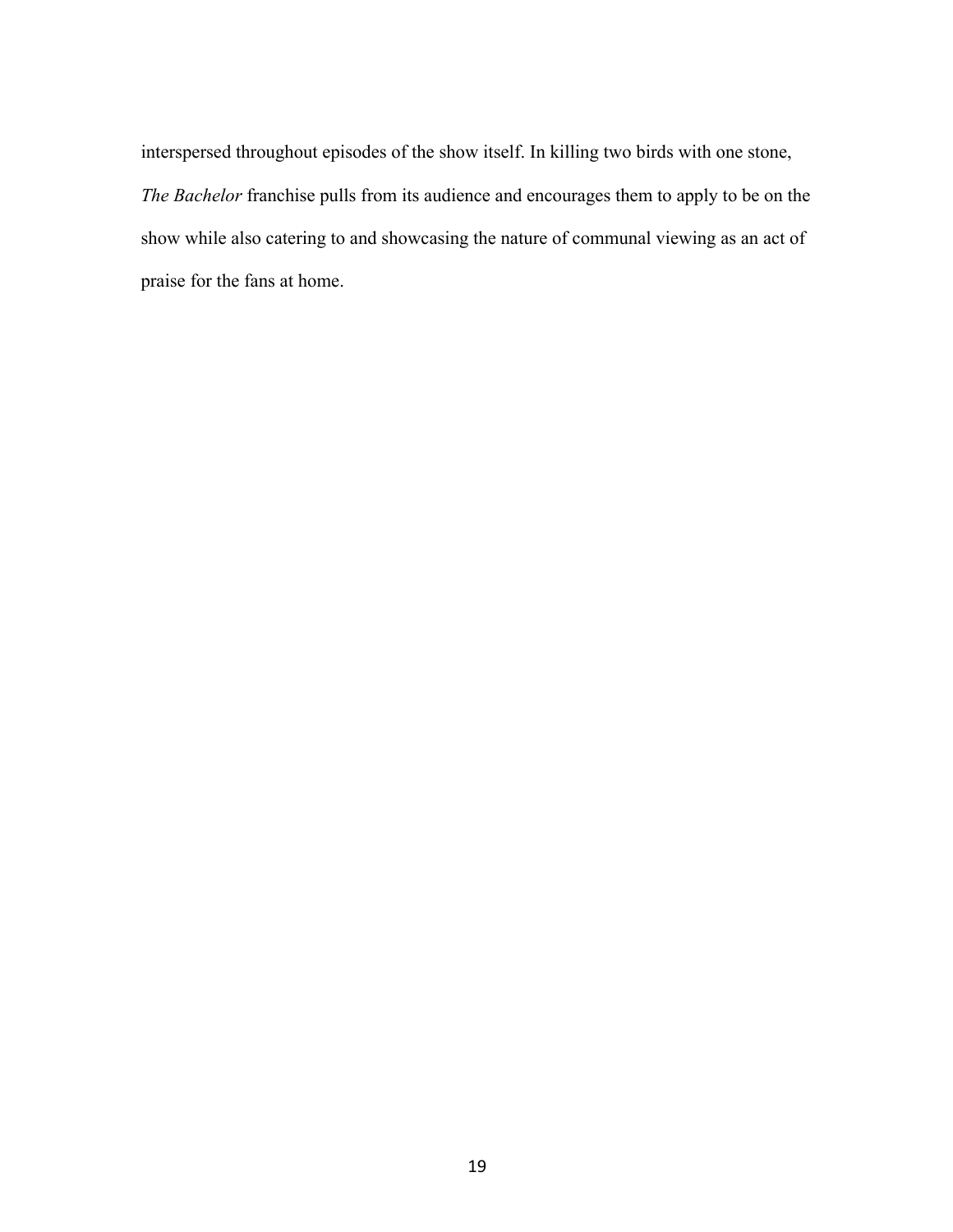interspersed throughout episodes of the show itself. In killing two birds with one stone, *The Bachelor* franchise pulls from its audience and encourages them to apply to be on the show while also catering to and showcasing the nature of communal viewing as an act of praise for the fans at home.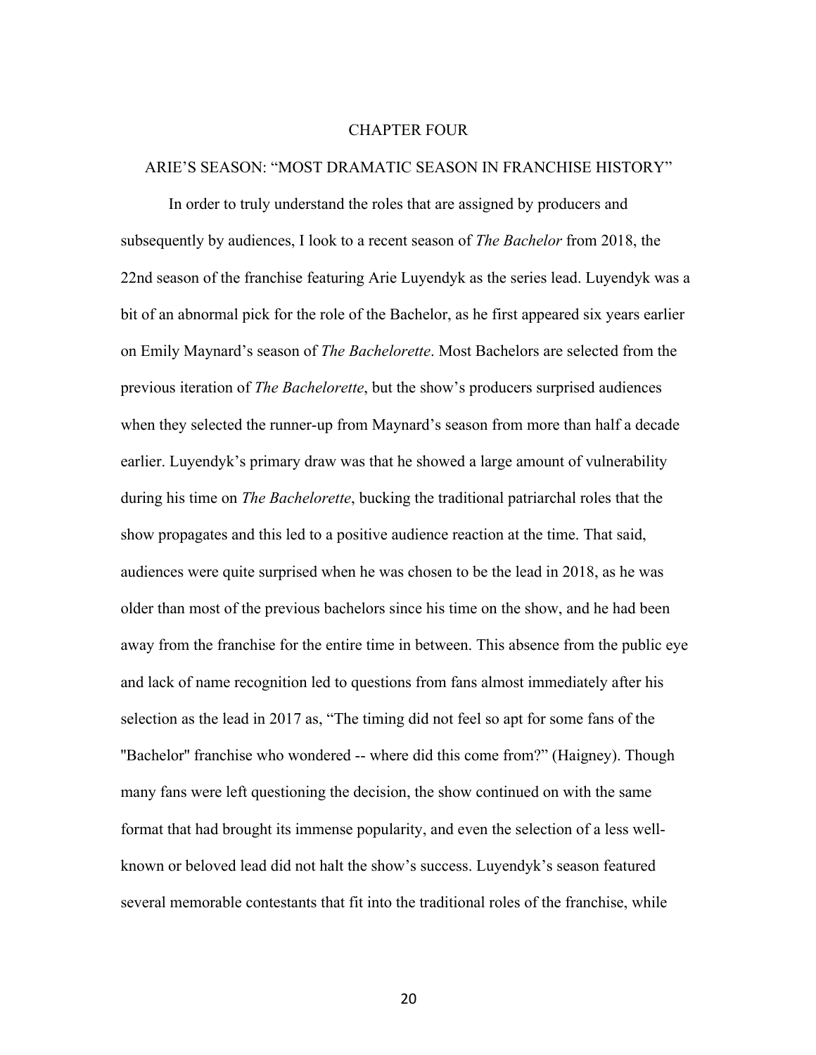# CHAPTER FOUR

## ARIE'S SEASON: "MOST DRAMATIC SEASON IN FRANCHISE HISTORY"

In order to truly understand the roles that are assigned by producers and subsequently by audiences, I look to a recent season of *The Bachelor* from 2018, the 22nd season of the franchise featuring Arie Luyendyk as the series lead. Luyendyk was a bit of an abnormal pick for the role of the Bachelor, as he first appeared six years earlier on Emily Maynard's season of *The Bachelorette*. Most Bachelors are selected from the previous iteration of *The Bachelorette*, but the show's producers surprised audiences when they selected the runner-up from Maynard's season from more than half a decade earlier. Luyendyk's primary draw was that he showed a large amount of vulnerability during his time on *The Bachelorette*, bucking the traditional patriarchal roles that the show propagates and this led to a positive audience reaction at the time. That said, audiences were quite surprised when he was chosen to be the lead in 2018, as he was older than most of the previous bachelors since his time on the show, and he had been away from the franchise for the entire time in between. This absence from the public eye and lack of name recognition led to questions from fans almost immediately after his selection as the lead in 2017 as, "The timing did not feel so apt for some fans of the "Bachelor" franchise who wondered -- where did this come from?" (Haigney). Though many fans were left questioning the decision, the show continued on with the same format that had brought its immense popularity, and even the selection of a less well-known or beloved lead did not halt the show's success. Luyendyk's season featured several memorable contestants that fit into the traditional roles of the franchise, while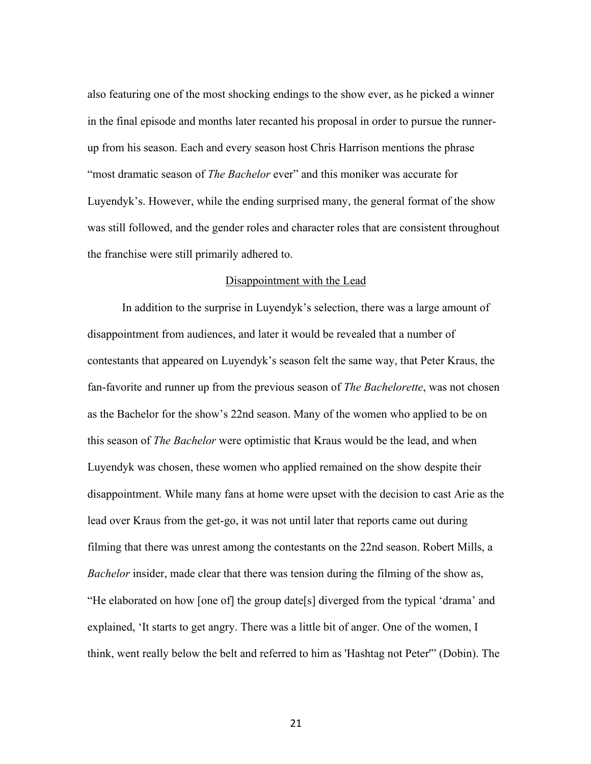also featuring one of the most shocking endings to the show ever, as he picked a winner in the final episode and months later recanted his proposal in order to pursue the runner-up from his season. Each and every season host Chris Harrison mentions the phrase "most dramatic season of *The Bachelor* ever" and this moniker was accurate for Luyendyk's. However, while the ending surprised many, the general format of the show was still followed, and the gender roles and character roles that are consistent throughout the franchise were still primarily adhered to.

## Disappointment with the Lead

In addition to the surprise in Luyendyk's selection, there was a large amount of disappointment from audiences, and later it would be revealed that a number of contestants that appeared on Luyendyk's season felt the same way, that Peter Kraus, the fan-favorite and runner up from the previous season of *The Bachelorette*, was not chosen as the Bachelor for the show's 22nd season. Many of the women who applied to be on this season of *The Bachelor* were optimistic that Kraus would be the lead, and when Luyendyk was chosen, these women who applied remained on the show despite their disappointment. While many fans at home were upset with the decision to cast Arie as the lead over Kraus from the get-go, it was not until later that reports came out during filming that there was unrest among the contestants on the 22nd season. Robert Mills, a *Bachelor* insider, made clear that there was tension during the filming of the show as, "He elaborated on how [one of] the group date[s] diverged from the typical 'drama' and explained, 'It starts to get angry. There was a little bit of anger. One of the women, I think, went really below the belt and referred to him as 'Hashtag not Peter'" (Dobin). The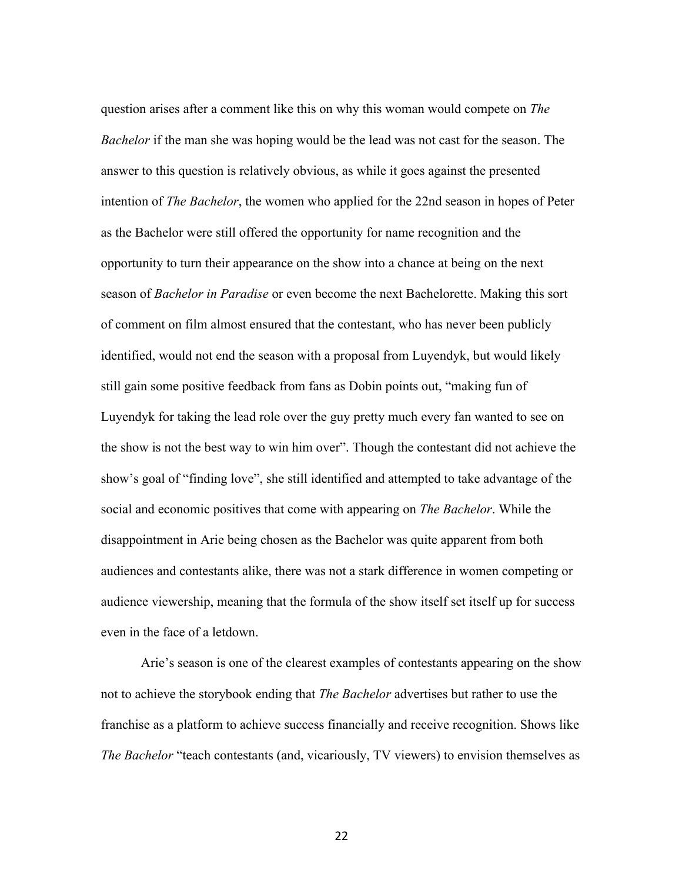question arises after a comment like this on why this woman would compete on *The Bachelor* if the man she was hoping would be the lead was not cast for the season. The answer to this question is relatively obvious, as while it goes against the presented intention of *The Bachelor*, the women who applied for the 22nd season in hopes of Peter as the Bachelor were still offered the opportunity for name recognition and the opportunity to turn their appearance on the show into a chance at being on the next season of *Bachelor in Paradise* or even become the next Bachelorette. Making this sort of comment on film almost ensured that the contestant, who has never been publicly identified, would not end the season with a proposal from Luyendyk, but would likely still gain some positive feedback from fans as Dobin points out, "making fun of Luyendyk for taking the lead role over the guy pretty much every fan wanted to see on the show is not the best way to win him over". Though the contestant did not achieve the show's goal of "finding love", she still identified and attempted to take advantage of the social and economic positives that come with appearing on *The Bachelor*. While the disappointment in Arie being chosen as the Bachelor was quite apparent from both audiences and contestants alike, there was not a stark difference in women competing or audience viewership, meaning that the formula of the show itself set itself up for success even in the face of a letdown.

Arie's season is one of the clearest examples of contestants appearing on the show not to achieve the storybook ending that *The Bachelor* advertises but rather to use the franchise as a platform to achieve success financially and receive recognition. Shows like *The Bachelor* "teach contestants (and, vicariously, TV viewers) to envision themselves as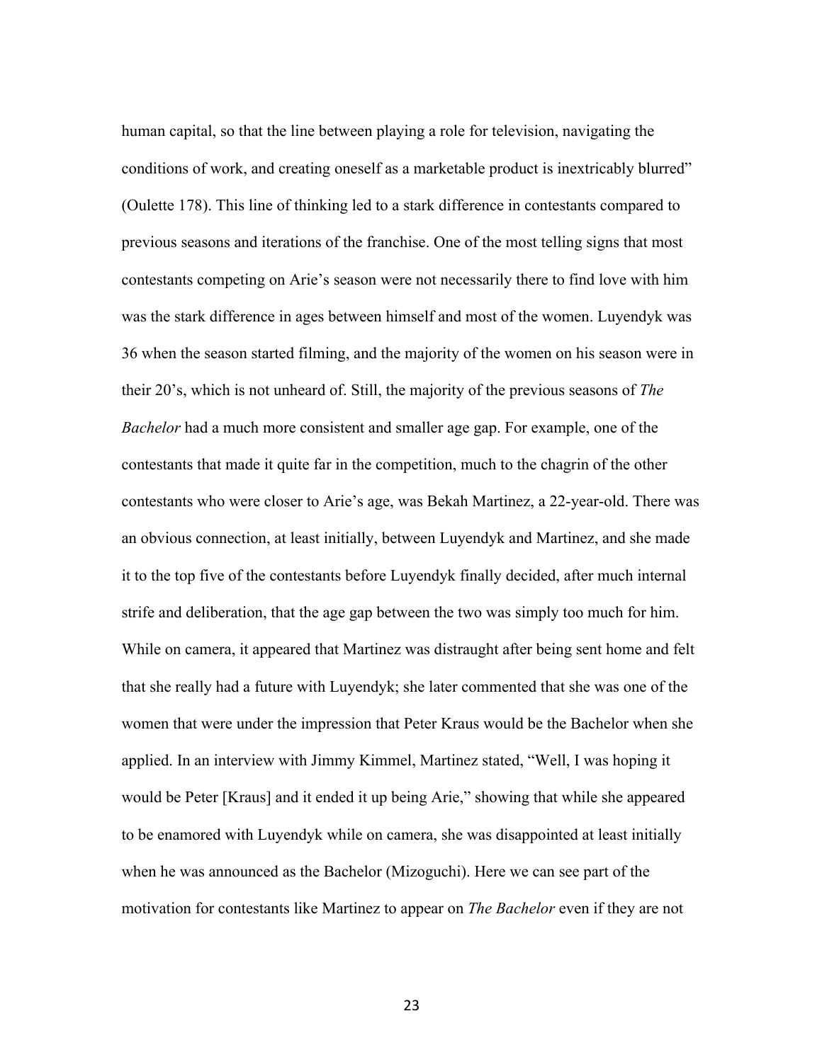human capital, so that the line between playing a role for television, navigating the conditions of work, and creating oneself as a marketable product is inextricably blurred" (Oulette 178). This line of thinking led to a stark difference in contestants compared to previous seasons and iterations of the franchise. One of the most telling signs that most contestants competing on Arie's season were not necessarily there to find love with him was the stark difference in ages between himself and most of the women. Luyendyk was 36 when the season started filming, and the majority of the women on his season were in their 20's, which is not unheard of. Still, the majority of the previous seasons of *The Bachelor* had a much more consistent and smaller age gap. For example, one of the contestants that made it quite far in the competition, much to the chagrin of the other contestants who were closer to Arie's age, was Bekah Martinez, a 22-year-old. There was an obvious connection, at least initially, between Luyendyk and Martinez, and she made it to the top five of the contestants before Luyendyk finally decided, after much internal strife and deliberation, that the age gap between the two was simply too much for him. While on camera, it appeared that Martinez was distraught after being sent home and felt that she really had a future with Luyendyk; she later commented that she was one of the women that were under the impression that Peter Kraus would be the Bachelor when she applied. In an interview with Jimmy Kimmel, Martinez stated, "Well, I was hoping it would be Peter [Kraus] and it ended it up being Arie," showing that while she appeared to be enamored with Luyendyk while on camera, she was disappointed at least initially when he was announced as the Bachelor (Mizoguchi). Here we can see part of the motivation for contestants like Martinez to appear on *The Bachelor* even if they are not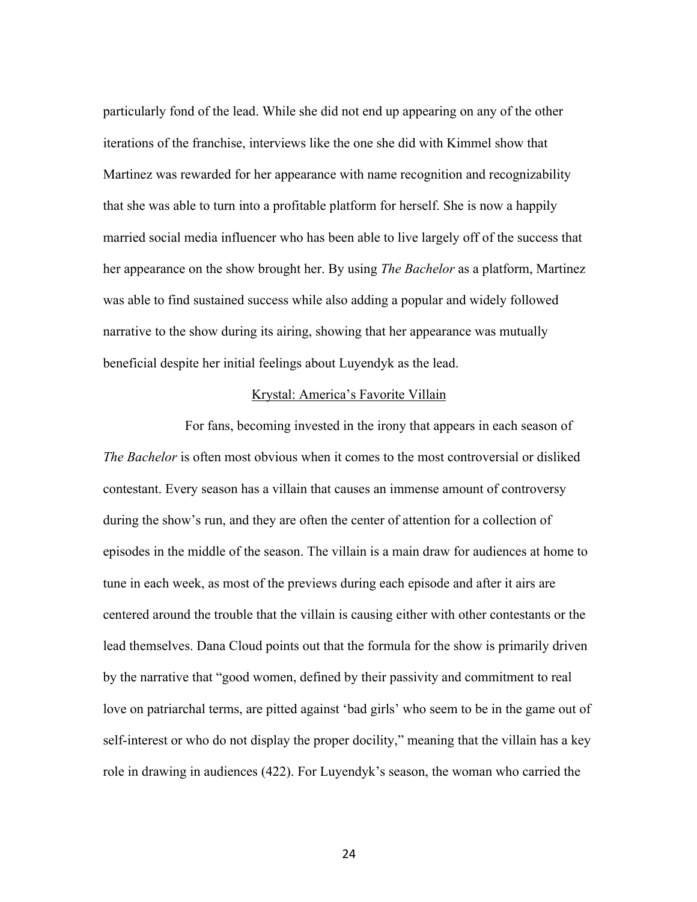particularly fond of the lead. While she did not end up appearing on any of the other iterations of the franchise, interviews like the one she did with Kimmel show that Martinez was rewarded for her appearance with name recognition and recognizability that she was able to turn into a profitable platform for herself. She is now a happily married social media influencer who has been able to live largely off of the success that her appearance on the show brought her. By using *The Bachelor* as a platform, Martinez was able to find sustained success while also adding a popular and widely followed narrative to the show during its airing, showing that her appearance was mutually beneficial despite her initial feelings about Luyendyk as the lead.

## Krystal: America's Favorite Villain

For fans, becoming invested in the irony that appears in each season of *The Bachelor* is often most obvious when it comes to the most controversial or disliked contestant. Every season has a villain that causes an immense amount of controversy during the show's run, and they are often the center of attention for a collection of episodes in the middle of the season. The villain is a main draw for audiences at home to tune in each week, as most of the previews during each episode and after it airs are centered around the trouble that the villain is causing either with other contestants or the lead themselves. Dana Cloud points out that the formula for the show is primarily driven by the narrative that "good women, defined by their passivity and commitment to real love on patriarchal terms, are pitted against 'bad girls' who seem to be in the game out of self-interest or who do not display the proper docility," meaning that the villain has a key role in drawing in audiences (422). For Luyendyk's season, the woman who carried the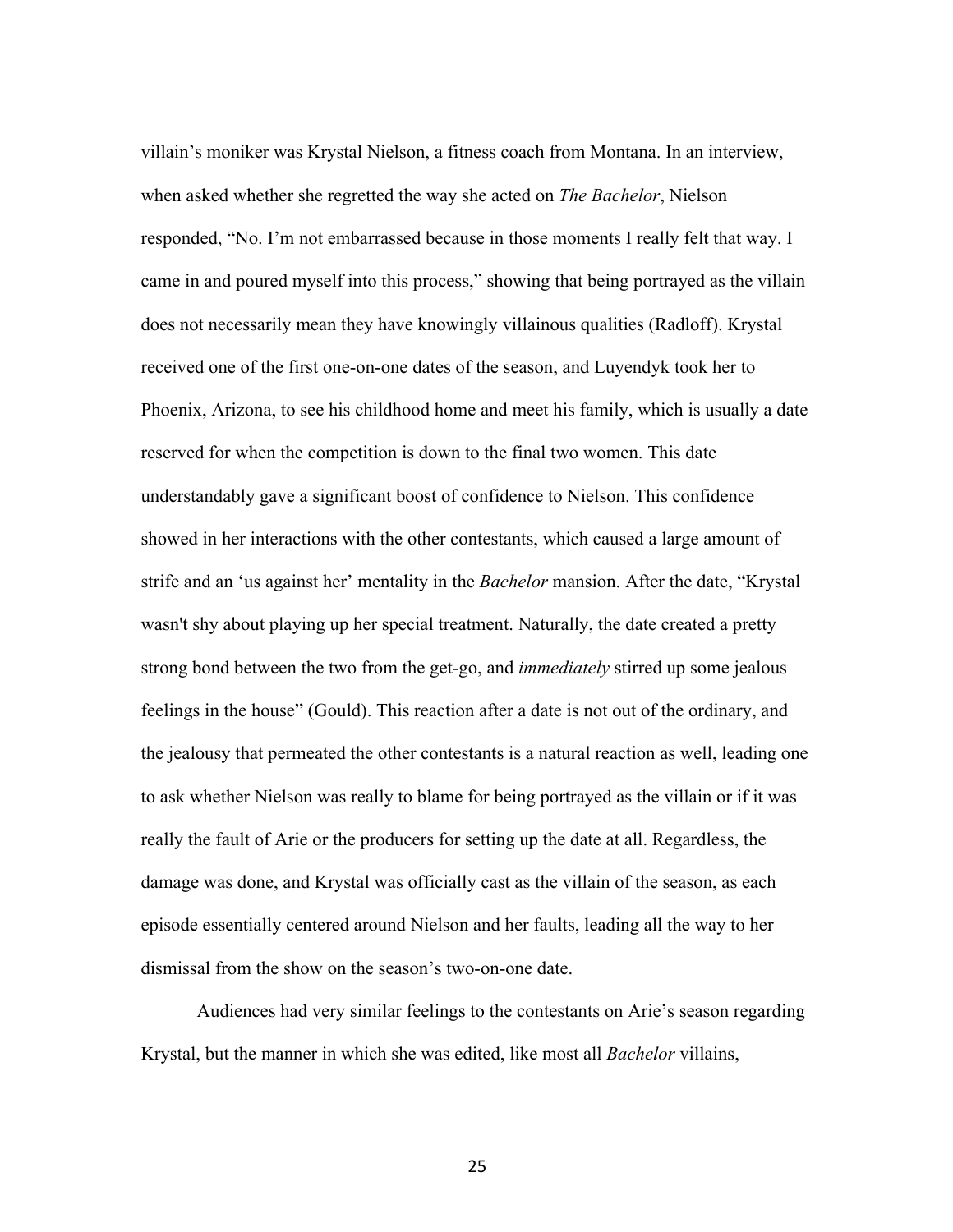villain's moniker was Krystal Nielson, a fitness coach from Montana. In an interview, when asked whether she regretted the way she acted on *The Bachelor*, Nielson responded, "No. I'm not embarrassed because in those moments I really felt that way. I came in and poured myself into this process," showing that being portrayed as the villain does not necessarily mean they have knowingly villainous qualities (Radloff). Krystal received one of the first one-on-one dates of the season, and Luyendyk took her to Phoenix, Arizona, to see his childhood home and meet his family, which is usually a date reserved for when the competition is down to the final two women. This date understandably gave a significant boost of confidence to Nielson. This confidence showed in her interactions with the other contestants, which caused a large amount of strife and an 'us against her' mentality in the *Bachelor* mansion. After the date, "Krystal wasn't shy about playing up her special treatment. Naturally, the date created a pretty strong bond between the two from the get-go, and *immediately* stirred up some jealous feelings in the house" (Gould). This reaction after a date is not out of the ordinary, and the jealousy that permeated the other contestants is a natural reaction as well, leading one to ask whether Nielson was really to blame for being portrayed as the villain or if it was really the fault of Arie or the producers for setting up the date at all. Regardless, the damage was done, and Krystal was officially cast as the villain of the season, as each episode essentially centered around Nielson and her faults, leading all the way to her dismissal from the show on the season's two-on-one date.

Audiences had very similar feelings to the contestants on Arie's season regarding Krystal, but the manner in which she was edited, like most all *Bachelor* villains,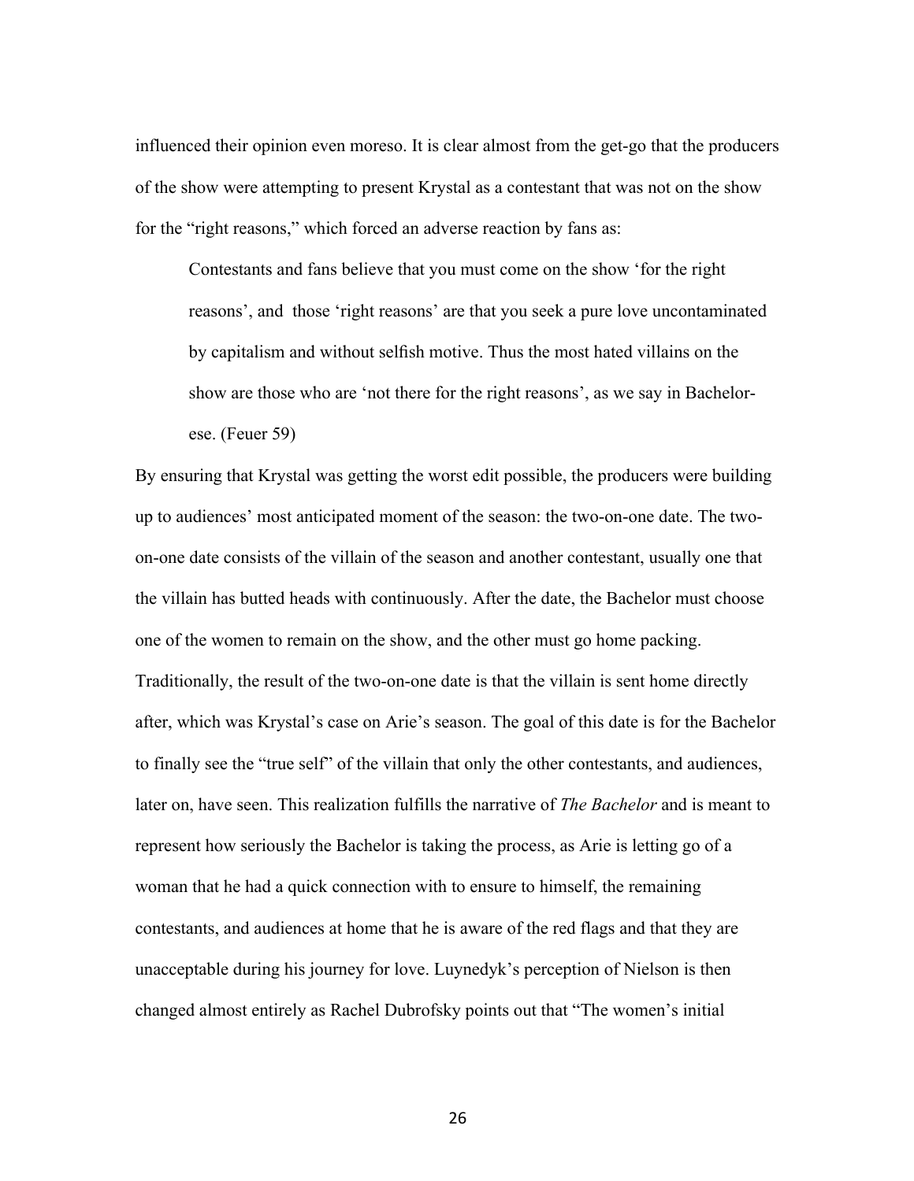influenced their opinion even moreso. It is clear almost from the get-go that the producers of the show were attempting to present Krystal as a contestant that was not on the show for the "right reasons," which forced an adverse reaction by fans as:

> Contestants and fans believe that you must come on the show 'for the right reasons', and those 'right reasons' are that you seek a pure love uncontaminated by capitalism and without selfish motive. Thus the most hated villains on the show are those who are 'not there for the right reasons', as we say in Bachelor-ese. (Feuer 59)

By ensuring that Krystal was getting the worst edit possible, the producers were building up to audiences' most anticipated moment of the season: the two-on-one date. The two-on-one date consists of the villain of the season and another contestant, usually one that the villain has butted heads with continuously. After the date, the Bachelor must choose one of the women to remain on the show, and the other must go home packing. Traditionally, the result of the two-on-one date is that the villain is sent home directly after, which was Krystal's case on Arie's season. The goal of this date is for the Bachelor to finally see the "true self" of the villain that only the other contestants, and audiences, later on, have seen. This realization fulfills the narrative of *The Bachelor* and is meant to represent how seriously the Bachelor is taking the process, as Arie is letting go of a woman that he had a quick connection with to ensure to himself, the remaining contestants, and audiences at home that he is aware of the red flags and that they are unacceptable during his journey for love. Luynedyk's perception of Nielson is then changed almost entirely as Rachel Dubrofsky points out that "The women's initial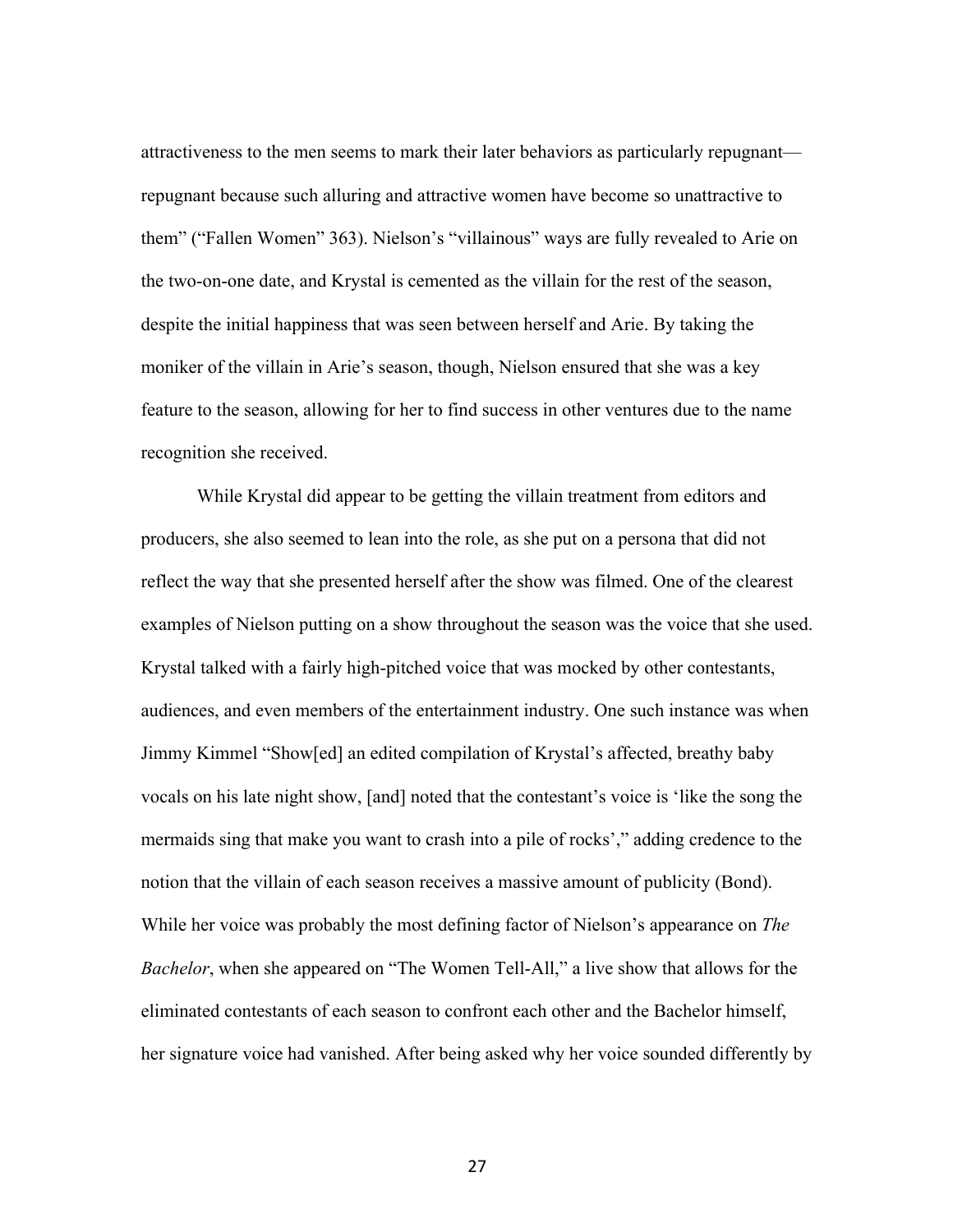attractiveness to the men seems to mark their later behaviors as particularly repugnant—repugnant because such alluring and attractive women have become so unattractive to them" ("Fallen Women" 363). Nielson's "villainous" ways are fully revealed to Arie on the two-on-one date, and Krystal is cemented as the villain for the rest of the season, despite the initial happiness that was seen between herself and Arie. By taking the moniker of the villain in Arie's season, though, Nielson ensured that she was a key feature to the season, allowing for her to find success in other ventures due to the name recognition she received.

While Krystal did appear to be getting the villain treatment from editors and producers, she also seemed to lean into the role, as she put on a persona that did not reflect the way that she presented herself after the show was filmed. One of the clearest examples of Nielson putting on a show throughout the season was the voice that she used. Krystal talked with a fairly high-pitched voice that was mocked by other contestants, audiences, and even members of the entertainment industry. One such instance was when Jimmy Kimmel "Show[ed] an edited compilation of Krystal's affected, breathy baby vocals on his late night show, [and] noted that the contestant's voice is 'like the song the mermaids sing that make you want to crash into a pile of rocks'," adding credence to the notion that the villain of each season receives a massive amount of publicity (Bond). While her voice was probably the most defining factor of Nielson's appearance on *The Bachelor*, when she appeared on "The Women Tell-All," a live show that allows for the eliminated contestants of each season to confront each other and the Bachelor himself, her signature voice had vanished. After being asked why her voice sounded differently by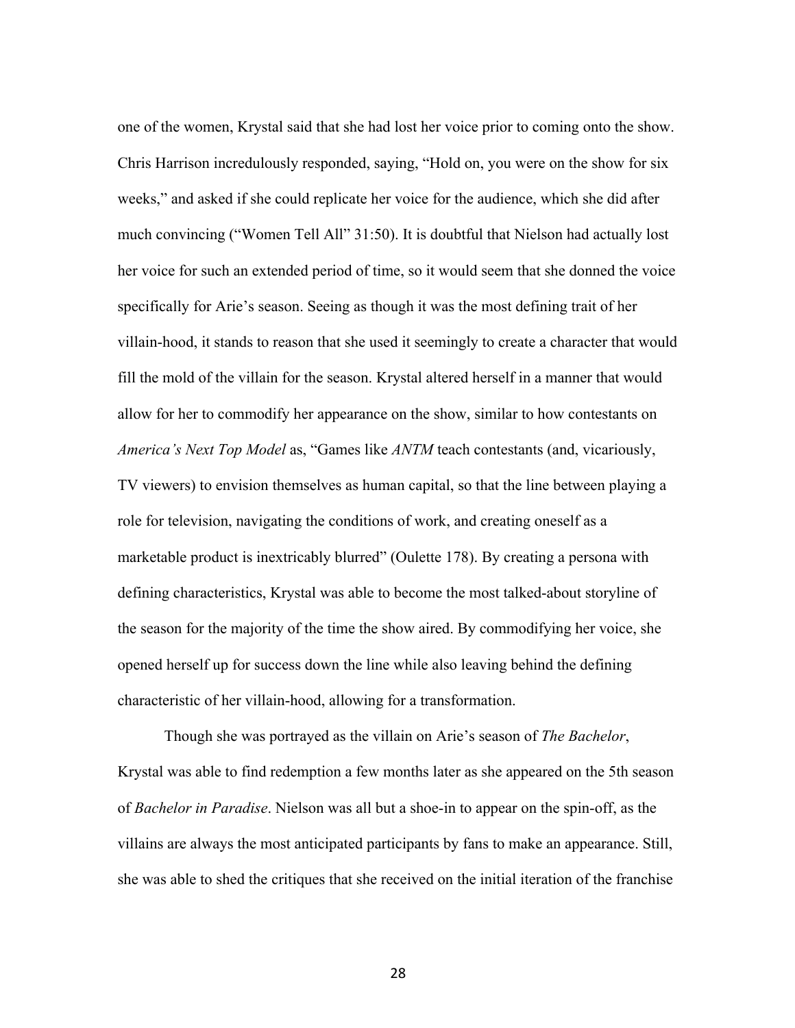one of the women, Krystal said that she had lost her voice prior to coming onto the show. Chris Harrison incredulously responded, saying, "Hold on, you were on the show for six weeks," and asked if she could replicate her voice for the audience, which she did after much convincing ("Women Tell All" 31:50). It is doubtful that Nielson had actually lost her voice for such an extended period of time, so it would seem that she donned the voice specifically for Arie's season. Seeing as though it was the most defining trait of her villain-hood, it stands to reason that she used it seemingly to create a character that would fill the mold of the villain for the season. Krystal altered herself in a manner that would allow for her to commodify her appearance on the show, similar to how contestants on *America's Next Top Model* as, "Games like *ANTM* teach contestants (and, vicariously, TV viewers) to envision themselves as human capital, so that the line between playing a role for television, navigating the conditions of work, and creating oneself as a marketable product is inextricably blurred" (Oulette 178). By creating a persona with defining characteristics, Krystal was able to become the most talked-about storyline of the season for the majority of the time the show aired. By commodifying her voice, she opened herself up for success down the line while also leaving behind the defining characteristic of her villain-hood, allowing for a transformation.

Though she was portrayed as the villain on Arie's season of *The Bachelor*, Krystal was able to find redemption a few months later as she appeared on the 5th season of *Bachelor in Paradise*. Nielson was all but a shoe-in to appear on the spin-off, as the villains are always the most anticipated participants by fans to make an appearance. Still, she was able to shed the critiques that she received on the initial iteration of the franchise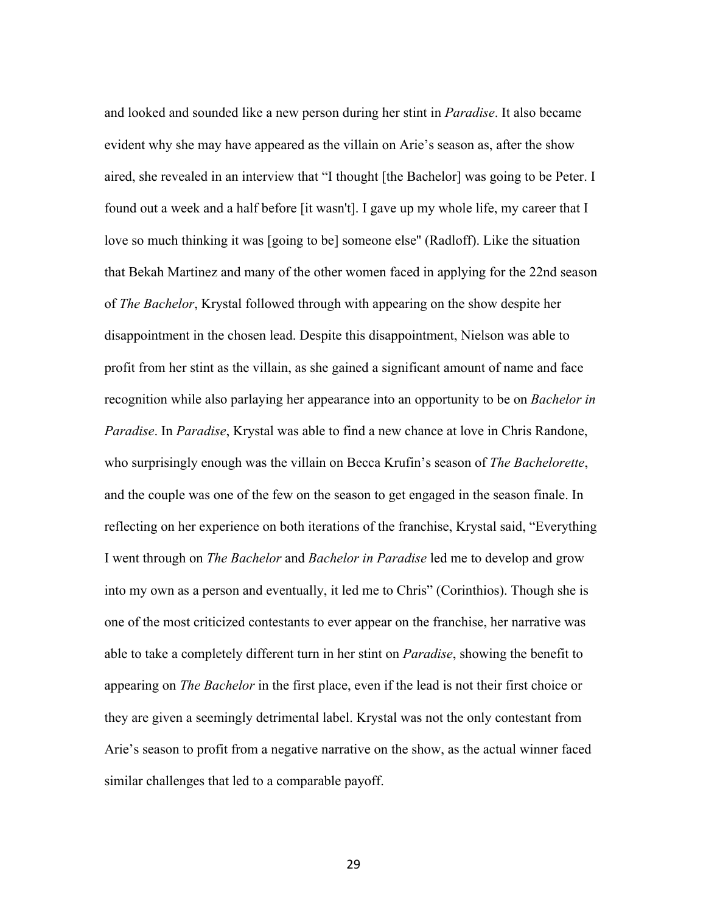and looked and sounded like a new person during her stint in *Paradise*. It also became evident why she may have appeared as the villain on Arie's season as, after the show aired, she revealed in an interview that "I thought [the Bachelor] was going to be Peter. I found out a week and a half before [it wasn't]. I gave up my whole life, my career that I love so much thinking it was [going to be] someone else" (Radloff). Like the situation that Bekah Martinez and many of the other women faced in applying for the 22nd season of *The Bachelor*, Krystal followed through with appearing on the show despite her disappointment in the chosen lead. Despite this disappointment, Nielson was able to profit from her stint as the villain, as she gained a significant amount of name and face recognition while also parlaying her appearance into an opportunity to be on *Bachelor in Paradise*. In *Paradise*, Krystal was able to find a new chance at love in Chris Randone, who surprisingly enough was the villain on Becca Krufin's season of *The Bachelorette*, and the couple was one of the few on the season to get engaged in the season finale. In reflecting on her experience on both iterations of the franchise, Krystal said, "Everything I went through on *The Bachelor* and *Bachelor in Paradise* led me to develop and grow into my own as a person and eventually, it led me to Chris" (Corinthios). Though she is one of the most criticized contestants to ever appear on the franchise, her narrative was able to take a completely different turn in her stint on *Paradise*, showing the benefit to appearing on *The Bachelor* in the first place, even if the lead is not their first choice or they are given a seemingly detrimental label. Krystal was not the only contestant from Arie's season to profit from a negative narrative on the show, as the actual winner faced similar challenges that led to a comparable payoff.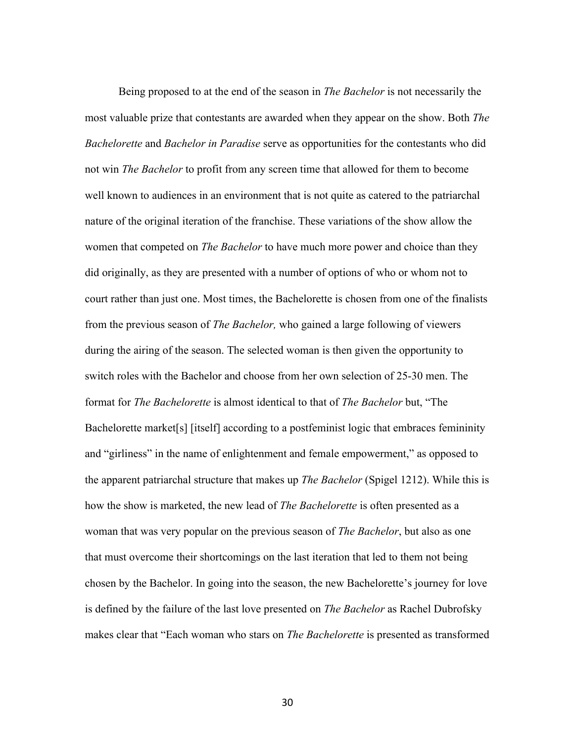Being proposed to at the end of the season in *The Bachelor* is not necessarily the most valuable prize that contestants are awarded when they appear on the show. Both *The Bachelorette* and *Bachelor in Paradise* serve as opportunities for the contestants who did not win *The Bachelor* to profit from any screen time that allowed for them to become well known to audiences in an environment that is not quite as catered to the patriarchal nature of the original iteration of the franchise. These variations of the show allow the women that competed on *The Bachelor* to have much more power and choice than they did originally, as they are presented with a number of options of who or whom not to court rather than just one. Most times, the Bachelorette is chosen from one of the finalists from the previous season of *The Bachelor,* who gained a large following of viewers during the airing of the season. The selected woman is then given the opportunity to switch roles with the Bachelor and choose from her own selection of 25-30 men. The format for *The Bachelorette* is almost identical to that of *The Bachelor* but, "The Bachelorette market[s] [itself] according to a postfeminist logic that embraces femininity and "girliness" in the name of enlightenment and female empowerment," as opposed to the apparent patriarchal structure that makes up *The Bachelor* (Spigel 1212). While this is how the show is marketed, the new lead of *The Bachelorette* is often presented as a woman that was very popular on the previous season of *The Bachelor*, but also as one that must overcome their shortcomings on the last iteration that led to them not being chosen by the Bachelor. In going into the season, the new Bachelorette's journey for love is defined by the failure of the last love presented on *The Bachelor* as Rachel Dubrofsky makes clear that "Each woman who stars on *The Bachelorette* is presented as transformed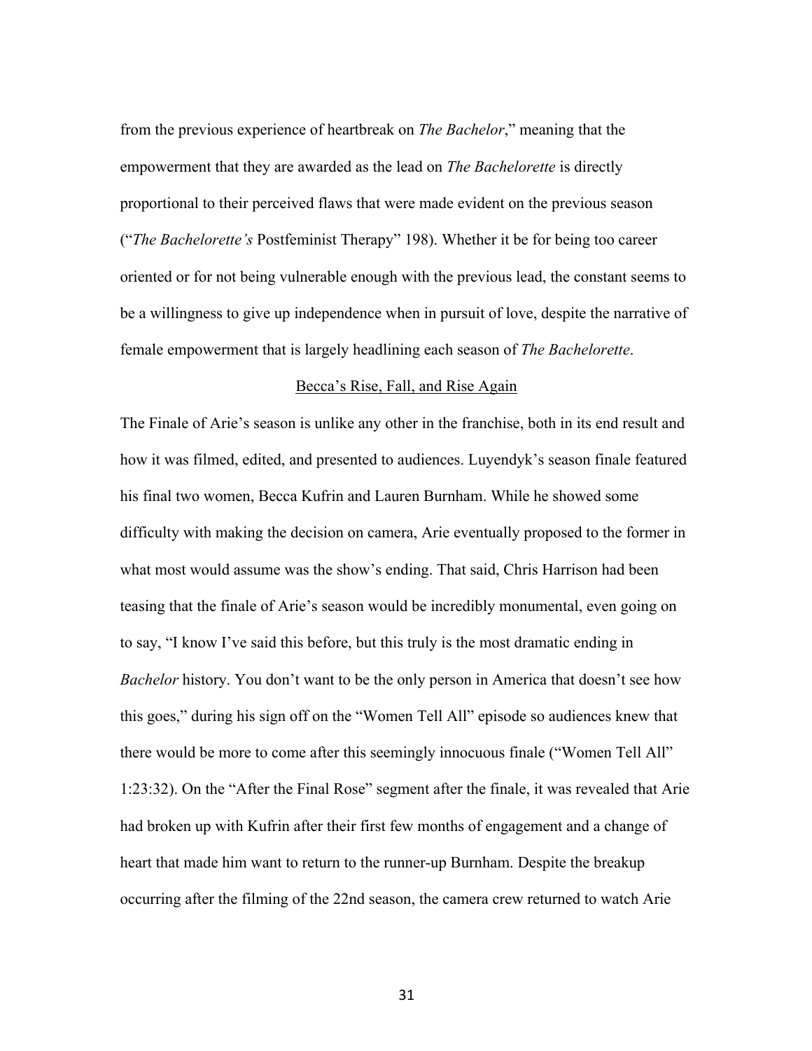from the previous experience of heartbreak on *The Bachelor*," meaning that the empowerment that they are awarded as the lead on *The Bachelorette* is directly proportional to their perceived flaws that were made evident on the previous season ("*The Bachelorette's* Postfeminist Therapy" 198). Whether it be for being too career oriented or for not being vulnerable enough with the previous lead, the constant seems to be a willingness to give up independence when in pursuit of love, despite the narrative of female empowerment that is largely headlining each season of *The Bachelorette*.

## Becca's Rise, Fall, and Rise Again

The Finale of Arie's season is unlike any other in the franchise, both in its end result and how it was filmed, edited, and presented to audiences. Luyendyk's season finale featured his final two women, Becca Kufrin and Lauren Burnham. While he showed some difficulty with making the decision on camera, Arie eventually proposed to the former in what most would assume was the show's ending. That said, Chris Harrison had been teasing that the finale of Arie's season would be incredibly monumental, even going on to say, "I know I've said this before, but this truly is the most dramatic ending in *Bachelor* history. You don't want to be the only person in America that doesn't see how this goes," during his sign off on the "Women Tell All" episode so audiences knew that there would be more to come after this seemingly innocuous finale ("Women Tell All" 1:23:32). On the "After the Final Rose" segment after the finale, it was revealed that Arie had broken up with Kufrin after their first few months of engagement and a change of heart that made him want to return to the runner-up Burnham. Despite the breakup occurring after the filming of the 22nd season, the camera crew returned to watch Arie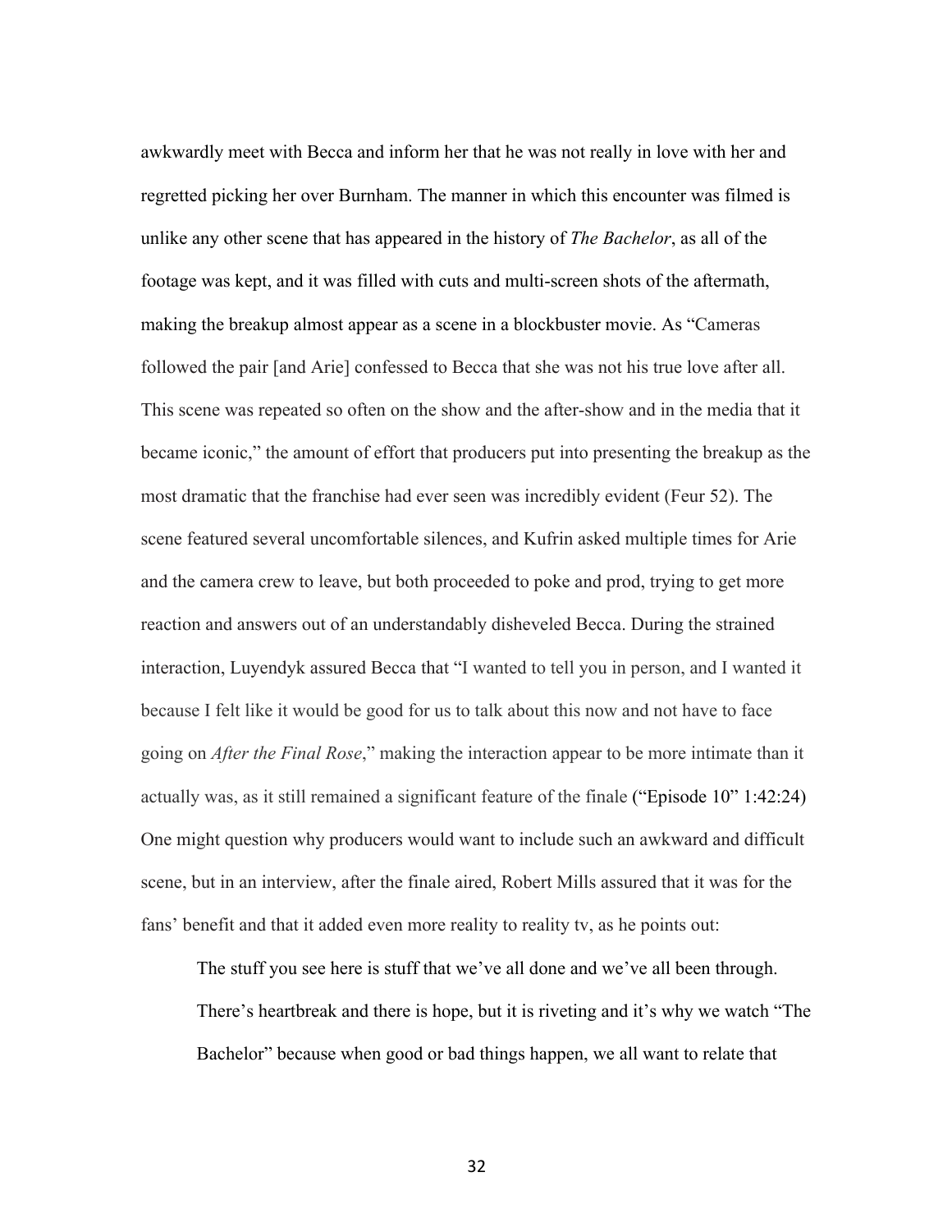awkwardly meet with Becca and inform her that he was not really in love with her and regretted picking her over Burnham. The manner in which this encounter was filmed is unlike any other scene that has appeared in the history of *The Bachelor*, as all of the footage was kept, and it was filled with cuts and multi-screen shots of the aftermath, making the breakup almost appear as a scene in a blockbuster movie. As "Cameras followed the pair [and Arie] confessed to Becca that she was not his true love after all. This scene was repeated so often on the show and the after-show and in the media that it became iconic," the amount of effort that producers put into presenting the breakup as the most dramatic that the franchise had ever seen was incredibly evident (Feur 52). The scene featured several uncomfortable silences, and Kufrin asked multiple times for Arie and the camera crew to leave, but both proceeded to poke and prod, trying to get more reaction and answers out of an understandably disheveled Becca. During the strained interaction, Luyendyk assured Becca that "I wanted to tell you in person, and I wanted it because I felt like it would be good for us to talk about this now and not have to face going on *After the Final Rose*," making the interaction appear to be more intimate than it actually was, as it still remained a significant feature of the finale ("Episode 10" 1:42:24) One might question why producers would want to include such an awkward and difficult scene, but in an interview, after the finale aired, Robert Mills assured that it was for the fans' benefit and that it added even more reality to reality tv, as he points out:

> The stuff you see here is stuff that we've all done and we've all been through. There's heartbreak and there is hope, but it is riveting and it's why we watch "The Bachelor" because when good or bad things happen, we all want to relate that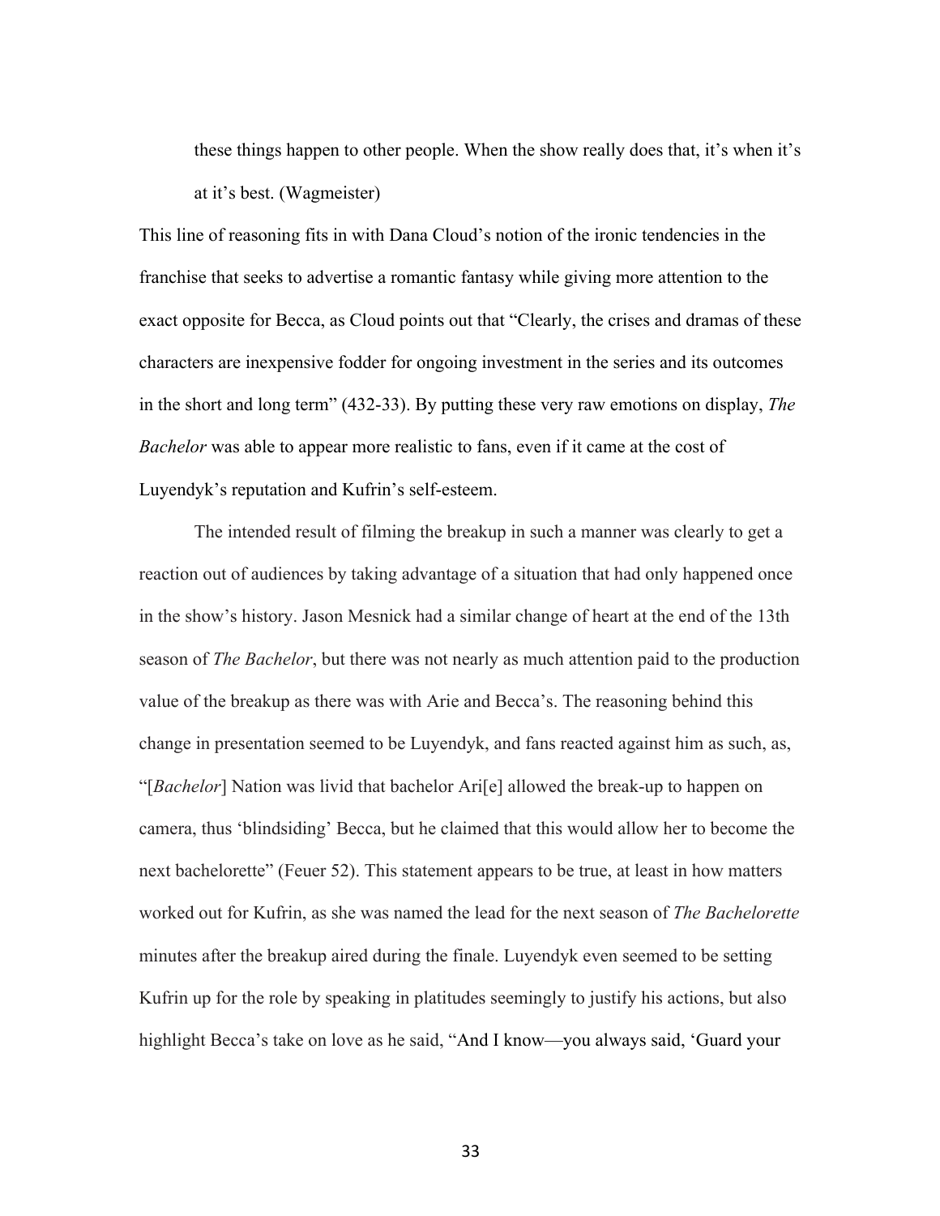> these things happen to other people. When the show really does that, it's when it's at it's best. (Wagmeister)

This line of reasoning fits in with Dana Cloud's notion of the ironic tendencies in the franchise that seeks to advertise a romantic fantasy while giving more attention to the exact opposite for Becca, as Cloud points out that "Clearly, the crises and dramas of these characters are inexpensive fodder for ongoing investment in the series and its outcomes in the short and long term" (432-33). By putting these very raw emotions on display, *The Bachelor* was able to appear more realistic to fans, even if it came at the cost of Luyendyk's reputation and Kufrin's self-esteem.

The intended result of filming the breakup in such a manner was clearly to get a reaction out of audiences by taking advantage of a situation that had only happened once in the show's history. Jason Mesnick had a similar change of heart at the end of the 13th season of *The Bachelor*, but there was not nearly as much attention paid to the production value of the breakup as there was with Arie and Becca's. The reasoning behind this change in presentation seemed to be Luyendyk, and fans reacted against him as such, as, "[*Bachelor*] Nation was livid that bachelor Ari[e] allowed the break-up to happen on camera, thus 'blindsiding' Becca, but he claimed that this would allow her to become the next bachelorette" (Feuer 52). This statement appears to be true, at least in how matters worked out for Kufrin, as she was named the lead for the next season of *The Bachelorette* minutes after the breakup aired during the finale. Luyendyk even seemed to be setting Kufrin up for the role by speaking in platitudes seemingly to justify his actions, but also highlight Becca's take on love as he said, "And I know—you always said, 'Guard your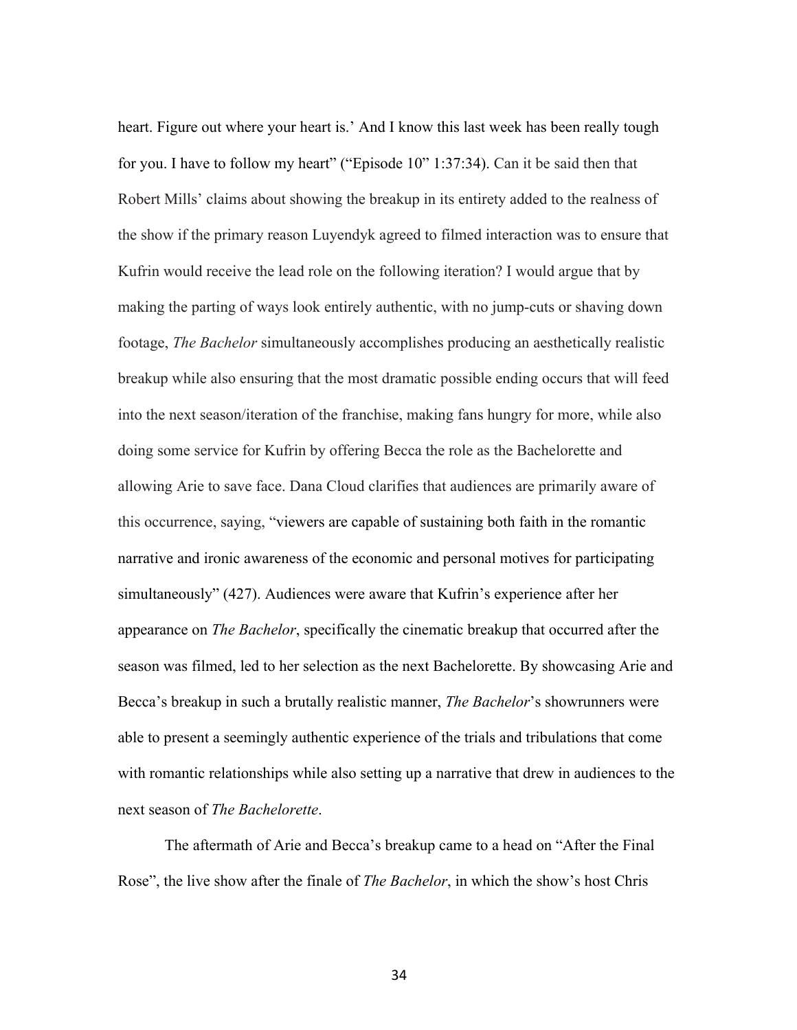heart. Figure out where your heart is.' And I know this last week has been really tough for you. I have to follow my heart" ("Episode 10" 1:37:34). Can it be said then that Robert Mills' claims about showing the breakup in its entirety added to the realness of the show if the primary reason Luyendyk agreed to filmed interaction was to ensure that Kufrin would receive the lead role on the following iteration? I would argue that by making the parting of ways look entirely authentic, with no jump-cuts or shaving down footage, *The Bachelor* simultaneously accomplishes producing an aesthetically realistic breakup while also ensuring that the most dramatic possible ending occurs that will feed into the next season/iteration of the franchise, making fans hungry for more, while also doing some service for Kufrin by offering Becca the role as the Bachelorette and allowing Arie to save face. Dana Cloud clarifies that audiences are primarily aware of this occurrence, saying, "viewers are capable of sustaining both faith in the romantic narrative and ironic awareness of the economic and personal motives for participating simultaneously" (427). Audiences were aware that Kufrin's experience after her appearance on *The Bachelor*, specifically the cinematic breakup that occurred after the season was filmed, led to her selection as the next Bachelorette. By showcasing Arie and Becca's breakup in such a brutally realistic manner, *The Bachelor*'s showrunners were able to present a seemingly authentic experience of the trials and tribulations that come with romantic relationships while also setting up a narrative that drew in audiences to the next season of *The Bachelorette*.

The aftermath of Arie and Becca's breakup came to a head on "After the Final Rose", the live show after the finale of *The Bachelor*, in which the show's host Chris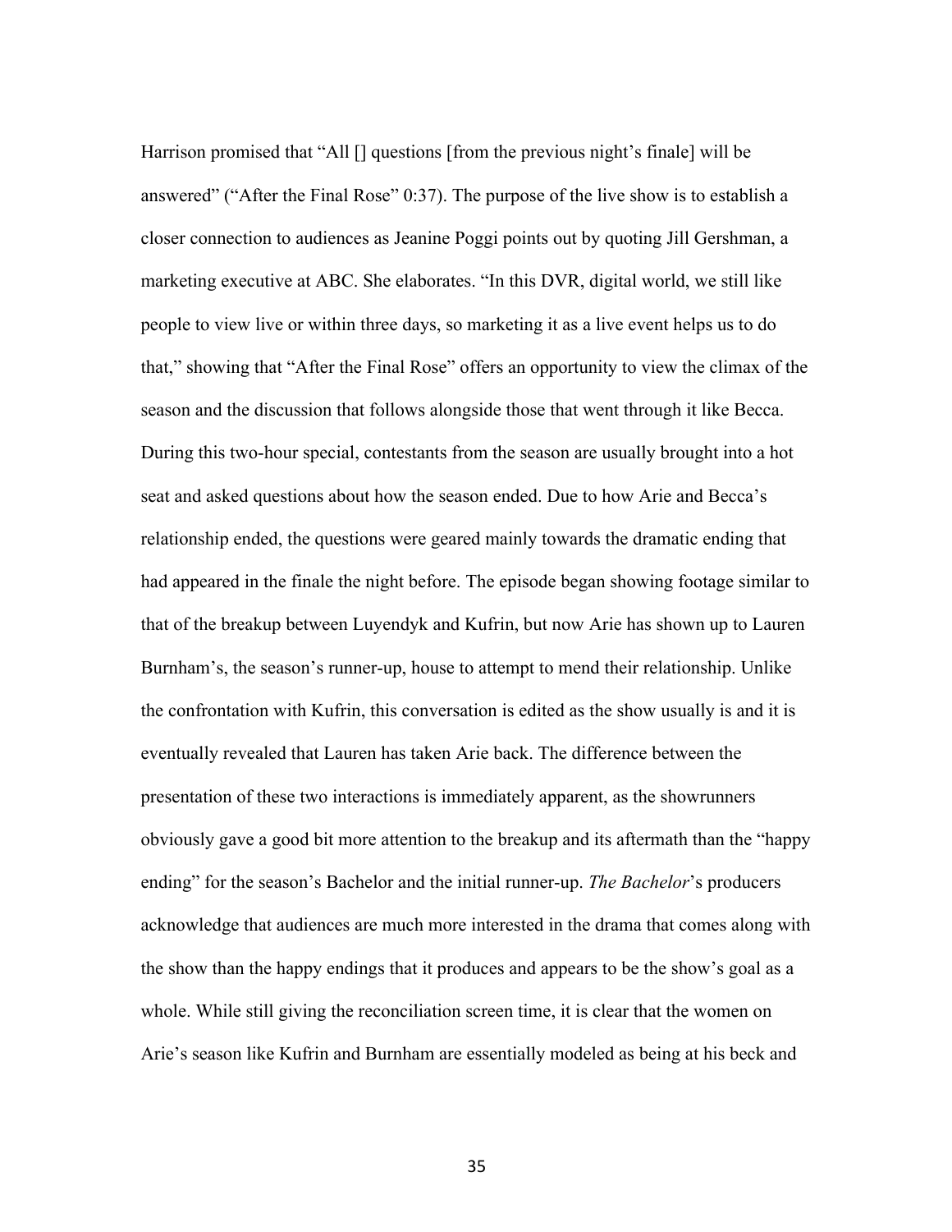Harrison promised that "All [] questions [from the previous night's finale] will be answered" ("After the Final Rose" 0:37). The purpose of the live show is to establish a closer connection to audiences as Jeanine Poggi points out by quoting Jill Gershman, a marketing executive at ABC. She elaborates. "In this DVR, digital world, we still like people to view live or within three days, so marketing it as a live event helps us to do that," showing that "After the Final Rose" offers an opportunity to view the climax of the season and the discussion that follows alongside those that went through it like Becca. During this two-hour special, contestants from the season are usually brought into a hot seat and asked questions about how the season ended. Due to how Arie and Becca's relationship ended, the questions were geared mainly towards the dramatic ending that had appeared in the finale the night before. The episode began showing footage similar to that of the breakup between Luyendyk and Kufrin, but now Arie has shown up to Lauren Burnham's, the season's runner-up, house to attempt to mend their relationship. Unlike the confrontation with Kufrin, this conversation is edited as the show usually is and it is eventually revealed that Lauren has taken Arie back. The difference between the presentation of these two interactions is immediately apparent, as the showrunners obviously gave a good bit more attention to the breakup and its aftermath than the "happy ending" for the season's Bachelor and the initial runner-up. *The Bachelor*'s producers acknowledge that audiences are much more interested in the drama that comes along with the show than the happy endings that it produces and appears to be the show's goal as a whole. While still giving the reconciliation screen time, it is clear that the women on Arie's season like Kufrin and Burnham are essentially modeled as being at his beck and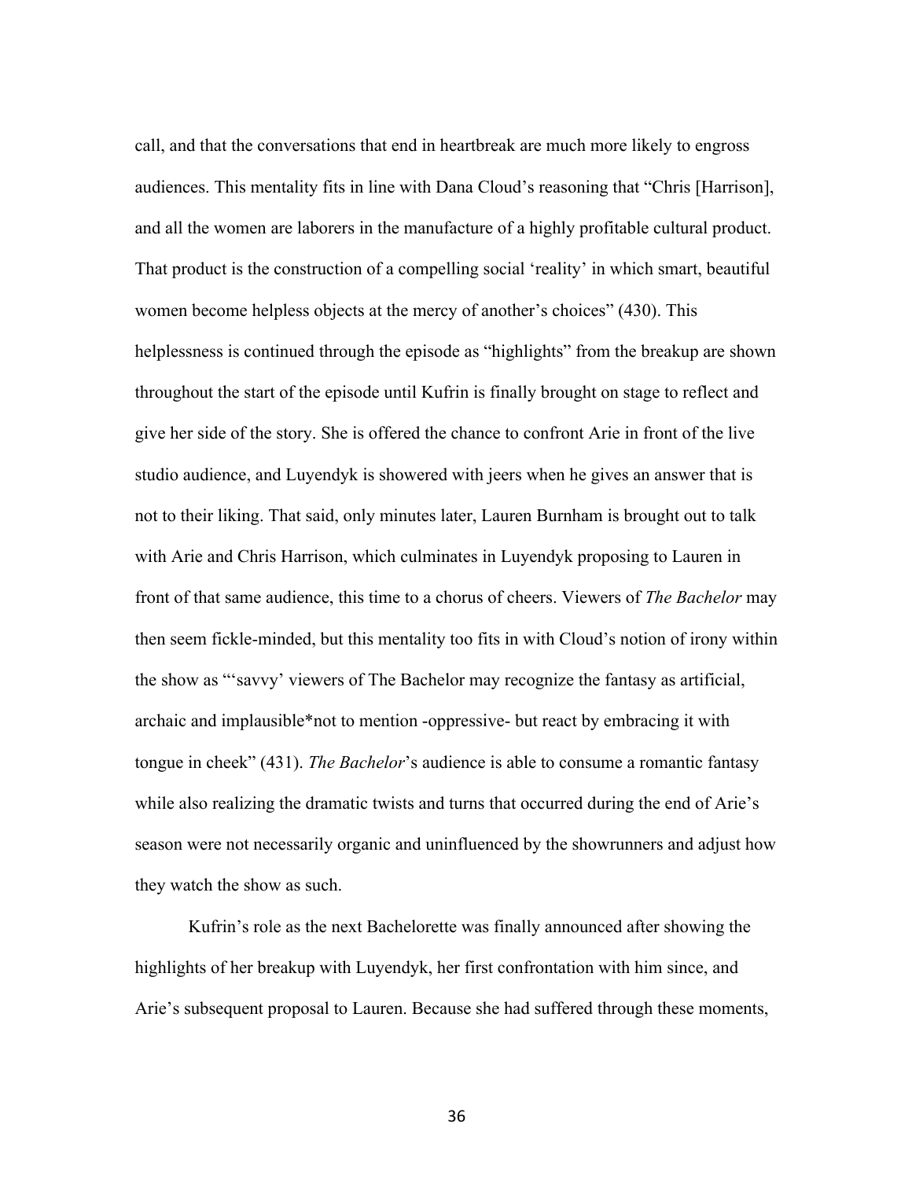call, and that the conversations that end in heartbreak are much more likely to engross audiences. This mentality fits in line with Dana Cloud's reasoning that "Chris [Harrison], and all the women are laborers in the manufacture of a highly profitable cultural product. That product is the construction of a compelling social 'reality' in which smart, beautiful women become helpless objects at the mercy of another's choices" (430). This helplessness is continued through the episode as "highlights" from the breakup are shown throughout the start of the episode until Kufrin is finally brought on stage to reflect and give her side of the story. She is offered the chance to confront Arie in front of the live studio audience, and Luyendyk is showered with jeers when he gives an answer that is not to their liking. That said, only minutes later, Lauren Burnham is brought out to talk with Arie and Chris Harrison, which culminates in Luyendyk proposing to Lauren in front of that same audience, this time to a chorus of cheers. Viewers of *The Bachelor* may then seem fickle-minded, but this mentality too fits in with Cloud's notion of irony within the show as "'savvy' viewers of The Bachelor may recognize the fantasy as artificial, archaic and implausible*not to mention -oppressive- but react by embracing it with tongue in cheek" (431). *The Bachelor*'s audience is able to consume a romantic fantasy while also realizing the dramatic twists and turns that occurred during the end of Arie's season were not necessarily organic and uninfluenced by the showrunners and adjust how they watch the show as such.

Kufrin's role as the next Bachelorette was finally announced after showing the highlights of her breakup with Luyendyk, her first confrontation with him since, and Arie's subsequent proposal to Lauren. Because she had suffered through these moments,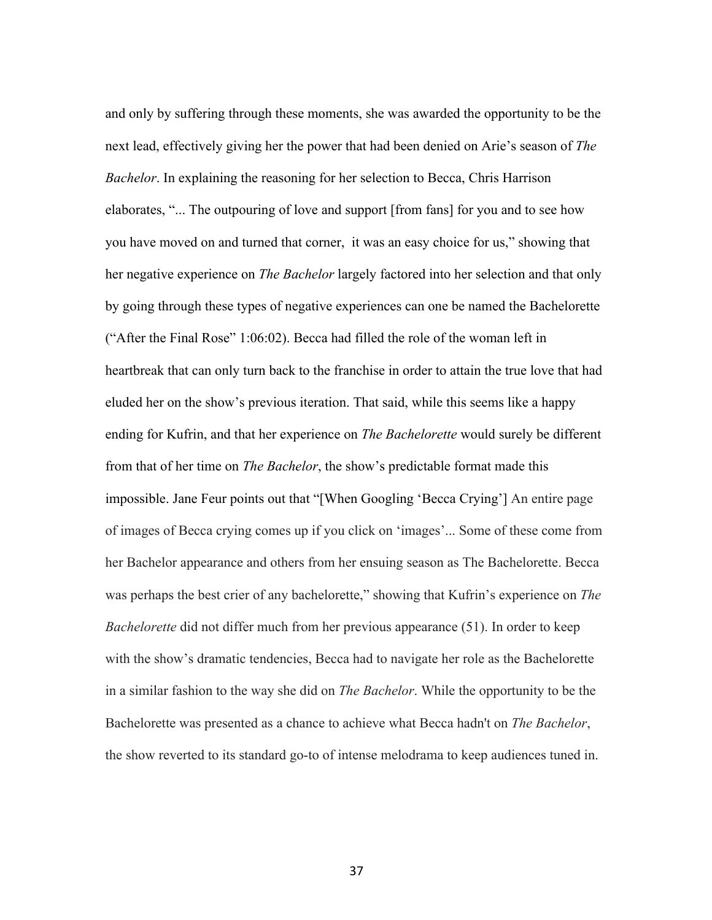and only by suffering through these moments, she was awarded the opportunity to be the next lead, effectively giving her the power that had been denied on Arie's season of *The Bachelor*. In explaining the reasoning for her selection to Becca, Chris Harrison elaborates, "... The outpouring of love and support [from fans] for you and to see how you have moved on and turned that corner, it was an easy choice for us," showing that her negative experience on *The Bachelor* largely factored into her selection and that only by going through these types of negative experiences can one be named the Bachelorette ("After the Final Rose" 1:06:02). Becca had filled the role of the woman left in heartbreak that can only turn back to the franchise in order to attain the true love that had eluded her on the show's previous iteration. That said, while this seems like a happy ending for Kufrin, and that her experience on *The Bachelorette* would surely be different from that of her time on *The Bachelor*, the show's predictable format made this impossible. Jane Feur points out that "[When Googling 'Becca Crying'] An entire page of images of Becca crying comes up if you click on 'images'... Some of these come from her Bachelor appearance and others from her ensuing season as The Bachelorette. Becca was perhaps the best crier of any bachelorette," showing that Kufrin's experience on *The Bachelorette* did not differ much from her previous appearance (51). In order to keep with the show's dramatic tendencies, Becca had to navigate her role as the Bachelorette in a similar fashion to the way she did on *The Bachelor*. While the opportunity to be the Bachelorette was presented as a chance to achieve what Becca hadn't on *The Bachelor*, the show reverted to its standard go-to of intense melodrama to keep audiences tuned in.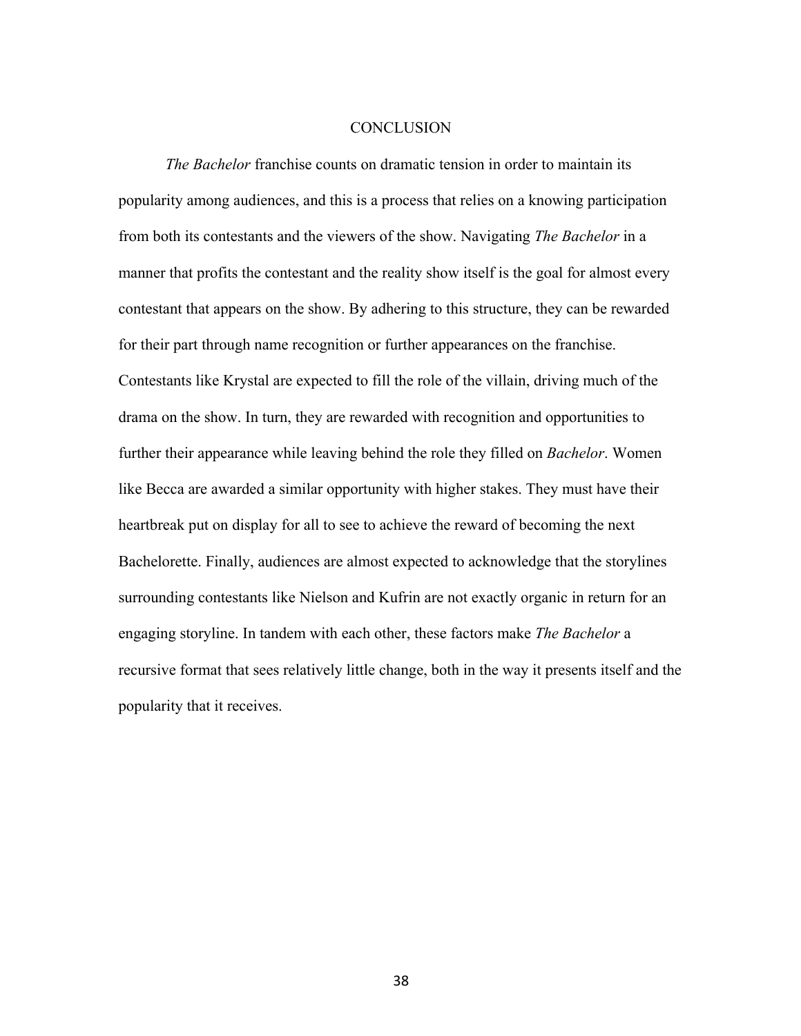# CONCLUSION

*The Bachelor* franchise counts on dramatic tension in order to maintain its popularity among audiences, and this is a process that relies on a knowing participation from both its contestants and the viewers of the show. Navigating *The Bachelor* in a manner that profits the contestant and the reality show itself is the goal for almost every contestant that appears on the show. By adhering to this structure, they can be rewarded for their part through name recognition or further appearances on the franchise. Contestants like Krystal are expected to fill the role of the villain, driving much of the drama on the show. In turn, they are rewarded with recognition and opportunities to further their appearance while leaving behind the role they filled on *Bachelor*. Women like Becca are awarded a similar opportunity with higher stakes. They must have their heartbreak put on display for all to see to achieve the reward of becoming the next Bachelorette. Finally, audiences are almost expected to acknowledge that the storylines surrounding contestants like Nielson and Kufrin are not exactly organic in return for an engaging storyline. In tandem with each other, these factors make *The Bachelor* a recursive format that sees relatively little change, both in the way it presents itself and the popularity that it receives.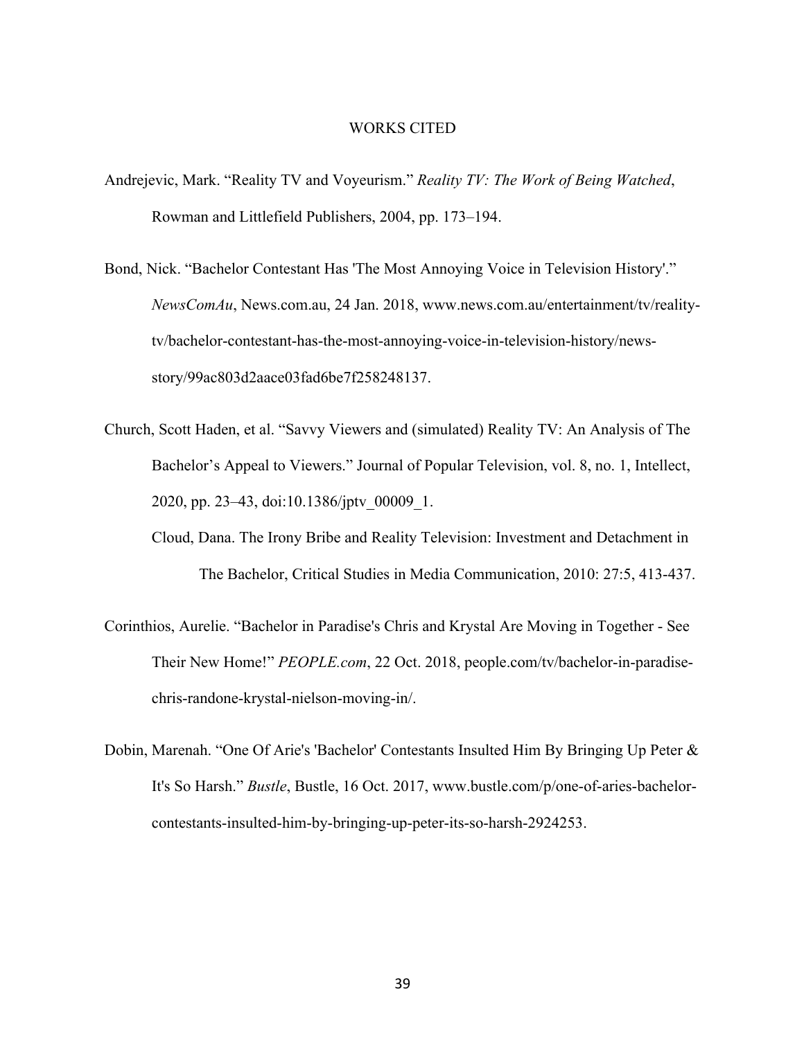# WORKS CITED

Andrejevic, Mark. "Reality TV and Voyeurism." *Reality TV: The Work of Being Watched*, Rowman and Littlefield Publishers, 2004, pp. 173–194.

Bond, Nick. "Bachelor Contestant Has 'The Most Annoying Voice in Television History'." *NewsComAu*, News.com.au, 24 Jan. 2018, www.news.com.au/entertainment/tv/reality-tv/bachelor-contestant-has-the-most-annoying-voice-in-television-history/news-story/99ac803d2aace03fad6be7f258248137.

Church, Scott Haden, et al. "Savvy Viewers and (simulated) Reality TV: An Analysis of The Bachelor's Appeal to Viewers." Journal of Popular Television, vol. 8, no. 1, Intellect, 2020, pp. 23–43, doi:10.1386/jptv_00009_1.

Cloud, Dana. The Irony Bribe and Reality Television: Investment and Detachment in The Bachelor, Critical Studies in Media Communication, 2010: 27:5, 413-437.

Corinthios, Aurelie. "Bachelor in Paradise's Chris and Krystal Are Moving in Together - See Their New Home!" *PEOPLE.com*, 22 Oct. 2018, people.com/tv/bachelor-in-paradise-chris-randone-krystal-nielson-moving-in/.

Dobin, Marenah. "One Of Arie's 'Bachelor' Contestants Insulted Him By Bringing Up Peter & It's So Harsh." *Bustle*, Bustle, 16 Oct. 2017, www.bustle.com/p/one-of-aries-bachelor-contestants-insulted-him-by-bringing-up-peter-its-so-harsh-2924253.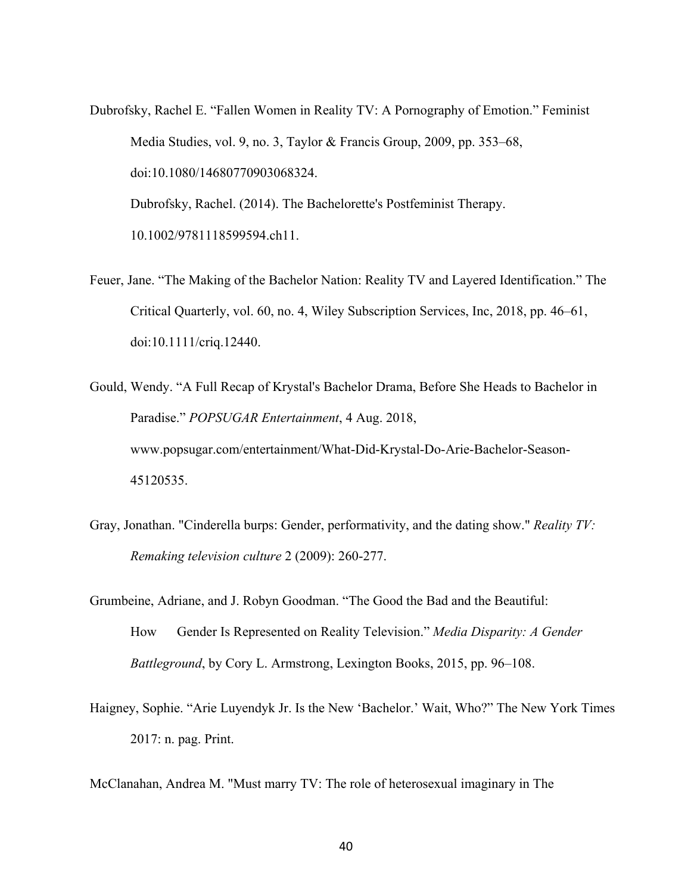Dubrofsky, Rachel E. "Fallen Women in Reality TV: A Pornography of Emotion." Feminist Media Studies, vol. 9, no. 3, Taylor & Francis Group, 2009, pp. 353–68, doi:10.1080/14680770903068324.

Dubrofsky, Rachel. (2014). The Bachelorette's Postfeminist Therapy. 10.1002/9781118599594.ch11.

Feuer, Jane. "The Making of the Bachelor Nation: Reality TV and Layered Identification." The Critical Quarterly, vol. 60, no. 4, Wiley Subscription Services, Inc, 2018, pp. 46–61, doi:10.1111/criq.12440.

Gould, Wendy. "A Full Recap of Krystal's Bachelor Drama, Before She Heads to Bachelor in Paradise." *POPSUGAR Entertainment*, 4 Aug. 2018, www.popsugar.com/entertainment/What-Did-Krystal-Do-Arie-Bachelor-Season-45120535.

Gray, Jonathan. "Cinderella burps: Gender, performativity, and the dating show." *Reality TV: Remaking television culture* 2 (2009): 260-277.

Grumbeine, Adriane, and J. Robyn Goodman. "The Good the Bad and the Beautiful: How Gender Is Represented on Reality Television." *Media Disparity: A Gender Battleground*, by Cory L. Armstrong, Lexington Books, 2015, pp. 96–108.

Haigney, Sophie. "Arie Luyendyk Jr. Is the New 'Bachelor.' Wait, Who?" The New York Times 2017: n. pag. Print.

McClanahan, Andrea M. "Must marry TV: The role of heterosexual imaginary in The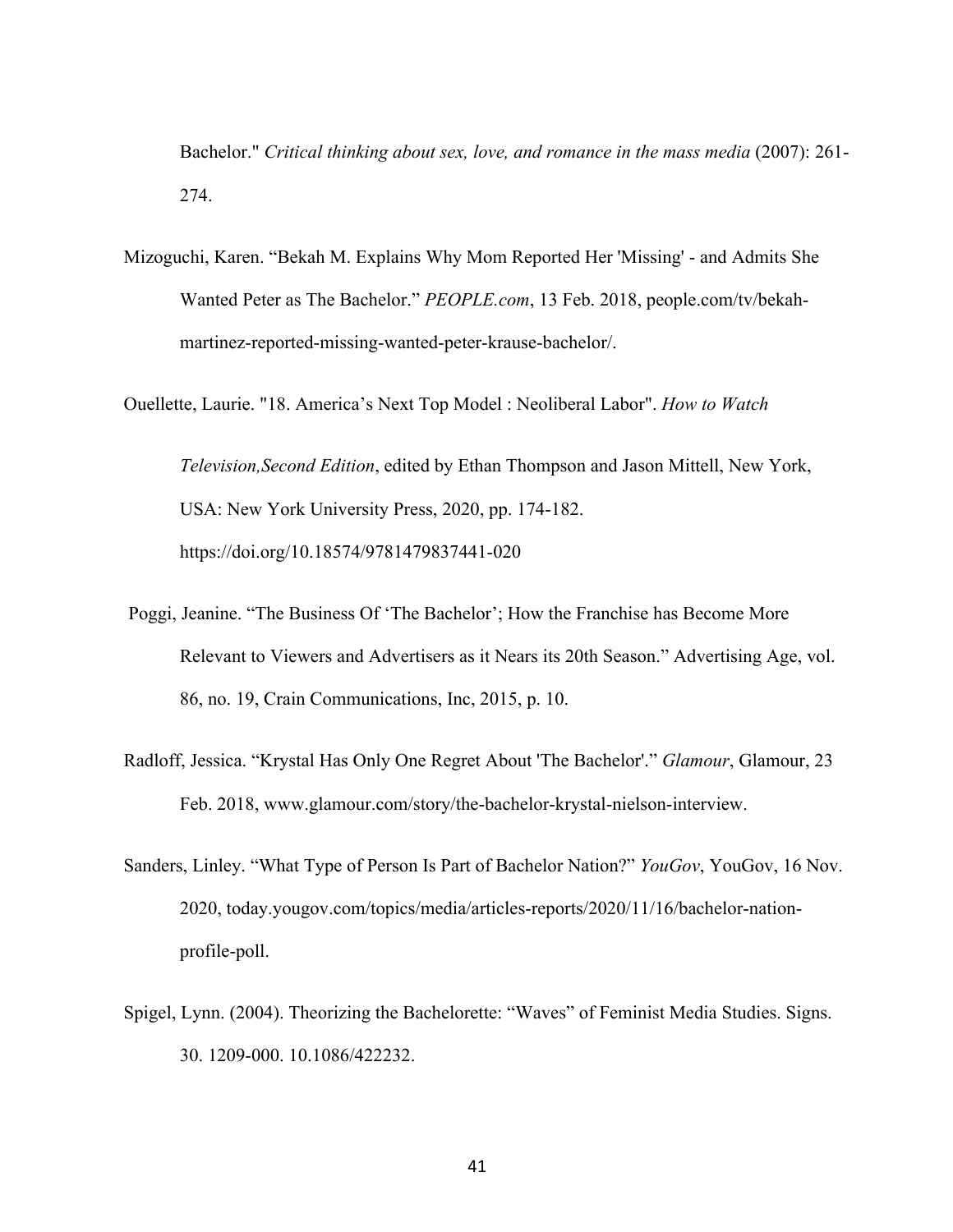Bachelor." *Critical thinking about sex, love, and romance in the mass media* (2007): 261-274.

Mizoguchi, Karen. "Bekah M. Explains Why Mom Reported Her 'Missing' - and Admits She Wanted Peter as The Bachelor." *PEOPLE.com*, 13 Feb. 2018, people.com/tv/bekah-martinez-reported-missing-wanted-peter-krause-bachelor/.

Ouellette, Laurie. "18. America's Next Top Model : Neoliberal Labor". *How to Watch Television,Second Edition*, edited by Ethan Thompson and Jason Mittell, New York, USA: New York University Press, 2020, pp. 174-182. https://doi.org/10.18574/9781479837441-020

Poggi, Jeanine. "The Business Of 'The Bachelor'; How the Franchise has Become More Relevant to Viewers and Advertisers as it Nears its 20th Season." Advertising Age, vol. 86, no. 19, Crain Communications, Inc, 2015, p. 10.

Radloff, Jessica. "Krystal Has Only One Regret About 'The Bachelor'." *Glamour*, Glamour, 23 Feb. 2018, www.glamour.com/story/the-bachelor-krystal-nielson-interview.

Sanders, Linley. "What Type of Person Is Part of Bachelor Nation?" *YouGov*, YouGov, 16 Nov. 2020, today.yougov.com/topics/media/articles-reports/2020/11/16/bachelor-nation-profile-poll.

Spigel, Lynn. (2004). Theorizing the Bachelorette: "Waves" of Feminist Media Studies. Signs. 30. 1209-000. 10.1086/422232.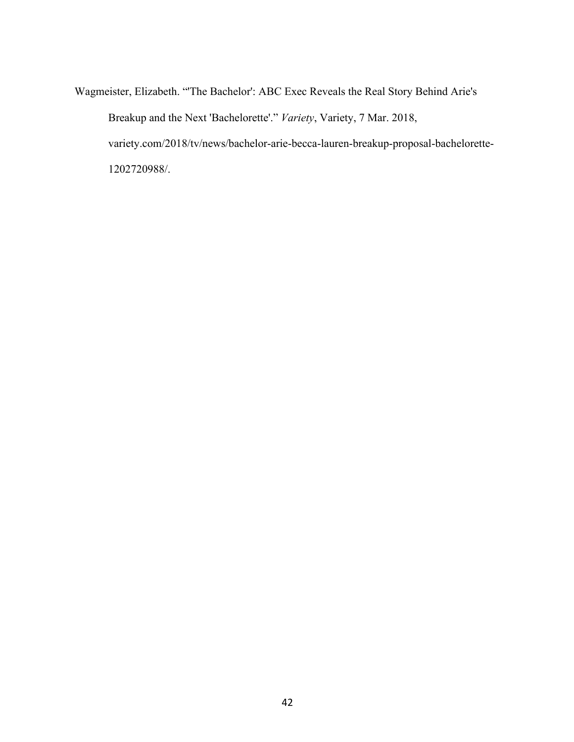Wagmeister, Elizabeth. "'The Bachelor': ABC Exec Reveals the Real Story Behind Arie's Breakup and the Next 'Bachelorette'." *Variety*, Variety, 7 Mar. 2018, variety.com/2018/tv/news/bachelor-arie-becca-lauren-breakup-proposal-bachelorette-1202720988/.